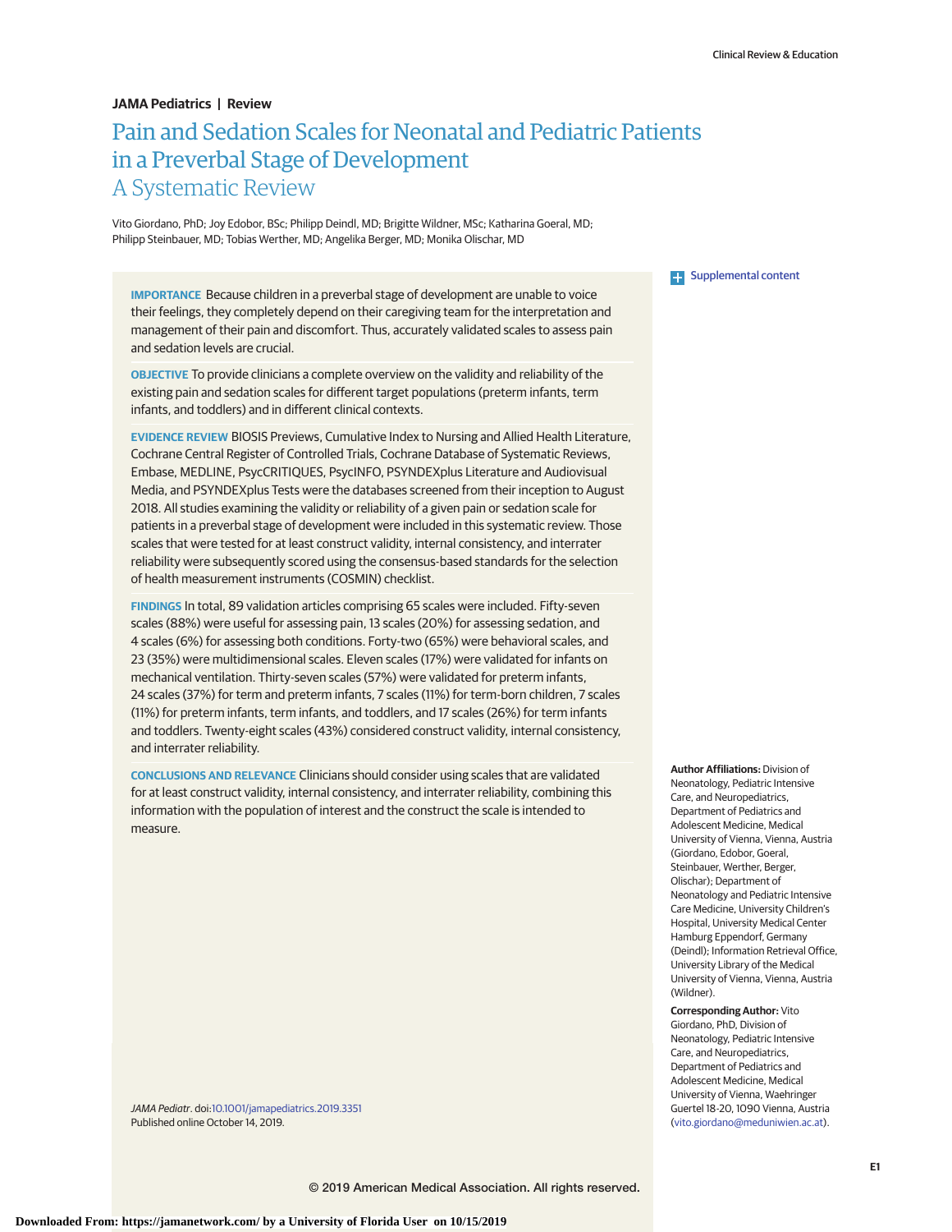# Pain and Sedation Scales for Neonatal and Pediatric Patients in a Preverbal Stage of Development

## A Systematic Review

Vito Giordano, PhD; Joy Edobor, BSc; Philipp Deindl, MD; Brigitte Wildner, MSc; Katharina Goeral, MD; Philipp Steinbauer, MD; Tobias Werther, MD; Angelika Berger, MD; Monika Olischar, MD

**IMPORTANCE** Because children in a preverbal stage of development are unable to voice their feelings, they completely depend on their caregiving team for the interpretation and management of their pain and discomfort. Thus, accurately validated scales to assess pain and sedation levels are crucial.

**OBJECTIVE** To provide clinicians a complete overview on the validity and reliability of the existing pain and sedation scales for different target populations (preterm infants, term infants, and toddlers) and in different clinical contexts.

**EVIDENCE REVIEW** BIOSIS Previews, Cumulative Index to Nursing and Allied Health Literature, Cochrane Central Register of Controlled Trials, Cochrane Database of Systematic Reviews, Embase, MEDLINE, PsycCRITIQUES, PsycINFO, PSYNDEXplus Literature and Audiovisual Media, and PSYNDEXplus Tests were the databases screened from their inception to August 2018. All studies examining the validity or reliability of a given pain or sedation scale for patients in a preverbal stage of development were included in this systematic review. Those scales that were tested for at least construct validity, internal consistency, and interrater reliability were subsequently scored using the consensus-based standards for the selection of health measurement instruments (COSMIN) checklist.

**FINDINGS** In total, 89 validation articles comprising 65 scales were included. Fifty-seven scales (88%) were useful for assessing pain, 13 scales (20%) for assessing sedation, and 4 scales (6%) for assessing both conditions. Forty-two (65%) were behavioral scales, and 23 (35%) were multidimensional scales. Eleven scales (17%) were validated for infants on mechanical ventilation. Thirty-seven scales (57%) were validated for preterm infants, 24 scales (37%) for term and preterm infants, 7 scales (11%) for term-born children, 7 scales (11%) for preterm infants, term infants, and toddlers, and 17 scales (26%) for term infants and toddlers. Twenty-eight scales (43%) considered construct validity, internal consistency, and interrater reliability.

**CONCLUSIONS AND RELEVANCE** Clinicians should consider using scales that are validated for at least construct validity, internal consistency, and interrater reliability, combining this information with the population of interest and the construct the scale is intended to measure.

*JAMA Pediatr*. doi:10.1001/jamapediatrics.2019.3351
Published online October 14, 2019.

Supplemental content

**Author Affiliations:** Division of Neonatology, Pediatric Intensive Care, and Neuropediatrics, Department of Pediatrics and Adolescent Medicine, Medical University of Vienna, Vienna, Austria (Giordano, Edobor, Goeral, Steinbauer, Werther, Berger, Olischar); Department of Neonatology and Pediatric Intensive Care Medicine, University Children's Hospital, University Medical Center Hamburg Eppendorf, Germany (Deindl); Information Retrieval Office, University Library of the Medical University of Vienna, Vienna, Austria (Wildner).

**Corresponding Author:** Vito Giordano, PhD, Division of Neonatology, Pediatric Intensive Care, and Neuropediatrics, Department of Pediatrics and Adolescent Medicine, Medical University of Vienna, Waehringer Guertel 18-20, 1090 Vienna, Austria (vito.giordano@meduniwien.ac.at).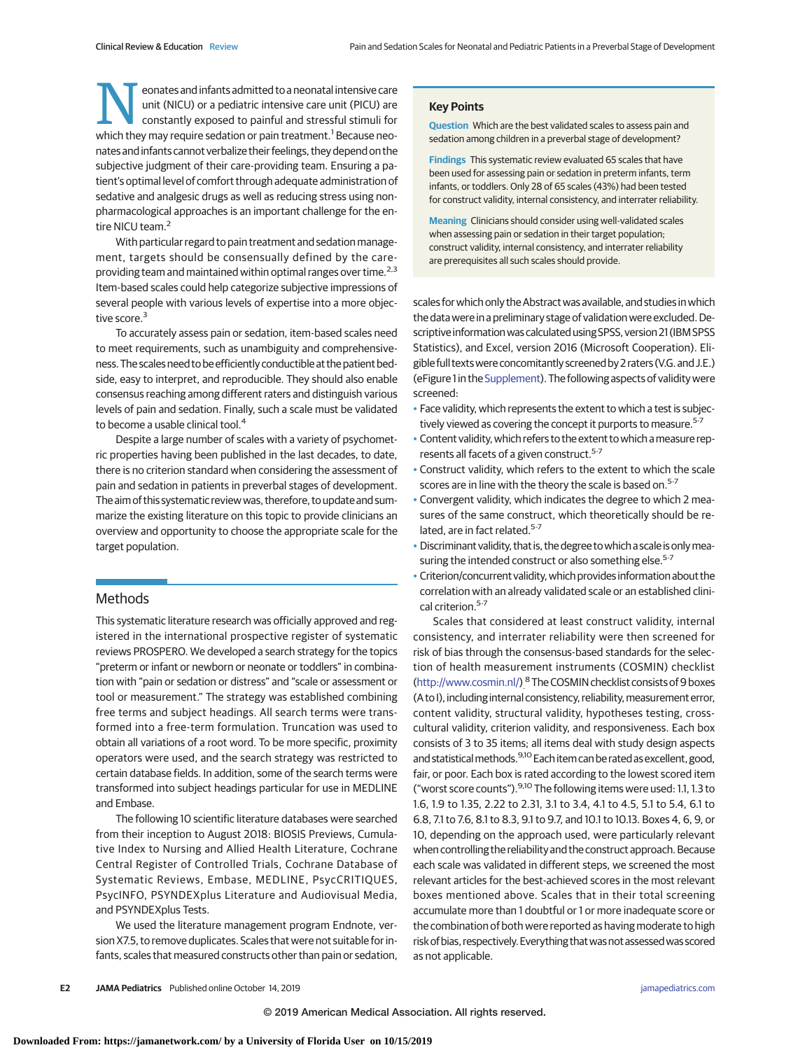Neonates and infants admitted to a neonatal intensive care unit (NICU) or a pediatric intensive care unit (PICU) are constantly exposed to painful and stressful stimuli for which they may require sedation or pain treatment.[1] Because neonates and infants cannot verbalize their feelings, they depend on the subjective judgment of their care-providing team. Ensuring a patient's optimal level of comfort through adequate administration of sedative and analgesic drugs as well as reducing stress using nonpharmacological approaches is an important challenge for the entire NICU team.[2]

With particular regard to pain treatment and sedation management, targets should be consensually defined by the care-providing team and maintained within optimal ranges over time.[2,3] Item-based scales could help categorize subjective impressions of several people with various levels of expertise into a more objective score.[3]

To accurately assess pain or sedation, item-based scales need to meet requirements, such as unambiguity and comprehensiveness. The scales need to be efficiently conductible at the patient bedside, easy to interpret, and reproducible. They should also enable consensus reaching among different raters and distinguish various levels of pain and sedation. Finally, such a scale must be validated to become a usable clinical tool.[4]

Despite a large number of scales with a variety of psychometric properties having been published in the last decades, to date, there is no criterion standard when considering the assessment of pain and sedation in patients in preverbal stages of development. The aim of this systematic review was, therefore, to update and summarize the existing literature on this topic to provide clinicians an overview and opportunity to choose the appropriate scale for the target population.

**Key Points**

**Question** Which are the best validated scales to assess pain and sedation among children in a preverbal stage of development?

**Findings** This systematic review evaluated 65 scales that have been used for assessing pain or sedation in preterm infants, term infants, or toddlers. Only 28 of 65 scales (43%) had been tested for construct validity, internal consistency, and interrater reliability.

**Meaning** Clinicians should consider using well-validated scales when assessing pain or sedation in their target population; construct validity, internal consistency, and interrater reliability are prerequisites all such scales should provide.

## Methods

This systematic literature research was officially approved and registered in the international prospective register of systematic reviews PROSPERO. We developed a search strategy for the topics "preterm or infant or newborn or neonate or toddlers" in combination with "pain or sedation or distress" and "scale or assessment or tool or measurement." The strategy was established combining free terms and subject headings. All search terms were transformed into a free-term formulation. Truncation was used to obtain all variations of a root word. To be more specific, proximity operators were used, and the search strategy was restricted to certain database fields. In addition, some of the search terms were transformed into subject headings particular for use in MEDLINE and Embase.

The following 10 scientific literature databases were searched from their inception to August 2018: BIOSIS Previews, Cumulative Index to Nursing and Allied Health Literature, Cochrane Central Register of Controlled Trials, Cochrane Database of Systematic Reviews, Embase, MEDLINE, PsycCRITIQUES, PsycINFO, PSYNDEXplus Literature and Audiovisual Media, and PSYNDEXplus Tests.

We used the literature management program Endnote, version X7.5, to remove duplicates. Scales that were not suitable for infants, scales that measured constructs other than pain or sedation, scales for which only the Abstract was available, and studies in which the data were in a preliminary stage of validation were excluded. Descriptive information was calculated using SPSS, version 21 (IBM SPSS Statistics), and Excel, version 2016 (Microsoft Cooperation). Eligible full texts were concomitantly screened by 2 raters (V.G. and J.E.) (eFigure 1 in the Supplement). The following aspects of validity were screened:

- Face validity, which represents the extent to which a test is subjectively viewed as covering the concept it purports to measure.[5-7]
- Content validity, which refers to the extent to which a measure represents all facets of a given construct.[5-7]
- Construct validity, which refers to the extent to which the scale scores are in line with the theory the scale is based on.[5-7]
- Convergent validity, which indicates the degree to which 2 measures of the same construct, which theoretically should be related, are in fact related.[5-7]
- Discriminant validity, that is, the degree to which a scale is only measuring the intended construct or also something else.[5-7]
- Criterion/concurrent validity, which provides information about the correlation with an already validated scale or an established clinical criterion.[5-7]

Scales that considered at least construct validity, internal consistency, and interrater reliability were then screened for risk of bias through the consensus-based standards for the selection of health measurement instruments (COSMIN) checklist (http://www.cosmin.nl/).[8] The COSMIN checklist consists of 9 boxes (A to I), including internal consistency, reliability, measurement error, content validity, structural validity, hypotheses testing, cross-cultural validity, criterion validity, and responsiveness. Each box consists of 3 to 35 items; all items deal with study design aspects and statistical methods.[9,10] Each item can be rated as excellent, good, fair, or poor. Each box is rated according to the lowest scored item ("worst score counts").[9,10] The following items were used: 1.1, 1.3 to 1.6, 1.9 to 1.35, 2.22 to 2.31, 3.1 to 3.4, 4.1 to 4.5, 5.1 to 5.4, 6.1 to 6.8, 7.1 to 7.6, 8.1 to 8.3, 9.1 to 9.7, and 10.1 to 10.13. Boxes 4, 6, 9, or 10, depending on the approach used, were particularly relevant when controlling the reliability and the construct approach. Because each scale was validated in different steps, we screened the most relevant articles for the best-achieved scores in the most relevant boxes mentioned above. Scales that in their total screening accumulate more than 1 doubtful or 1 or more inadequate score or the combination of both were reported as having moderate to high risk of bias, respectively. Everything that was not assessed was scored as not applicable.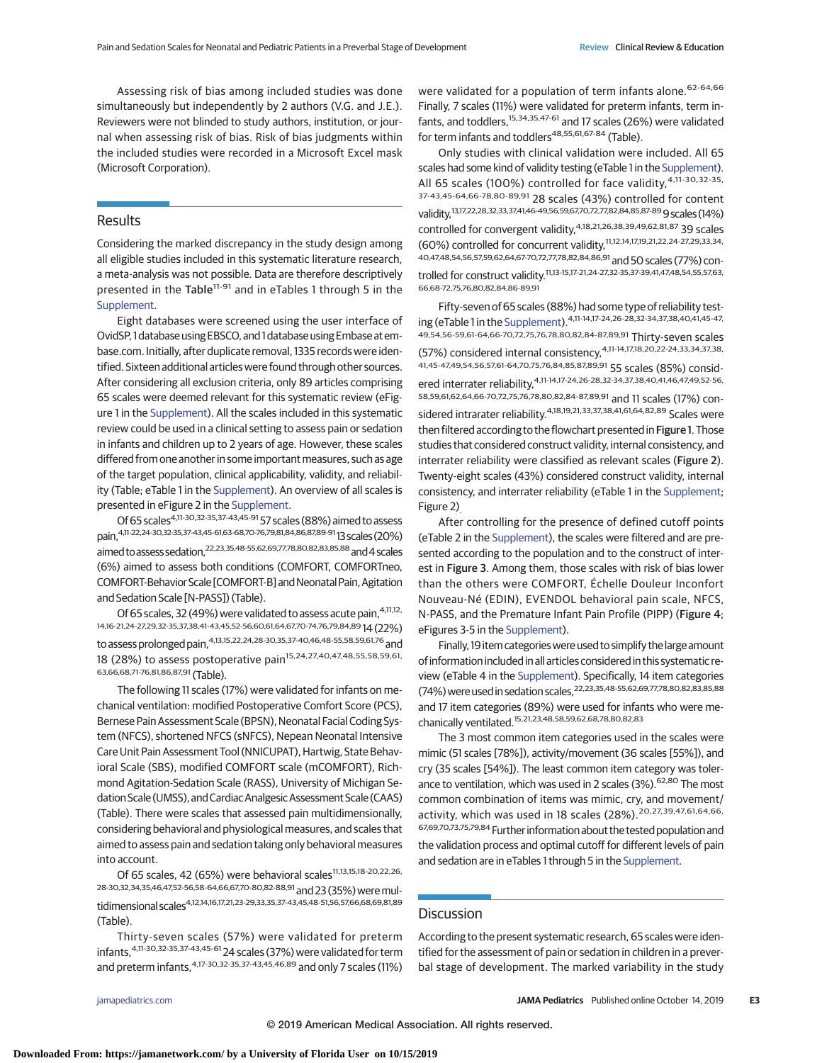Assessing risk of bias among included studies was done simultaneously but independently by 2 authors (V.G. and J.E.). Reviewers were not blinded to study authors, institution, or journal when assessing risk of bias. Risk of bias judgments within the included studies were recorded in a Microsoft Excel mask (Microsoft Corporation).

## Results

Considering the marked discrepancy in the study design among all eligible studies included in this systematic literature research, a meta-analysis was not possible. Data are therefore descriptively presented in the Table[11-91] and in eTables 1 through 5 in the Supplement.

Eight databases were screened using the user interface of OvidSP, 1 database using EBSCO, and 1 database using Embase at embase.com. Initially, after duplicate removal, 1335 records were identified. Sixteen additional articles were found through other sources. After considering all exclusion criteria, only 89 articles comprising 65 scales were deemed relevant for this systematic review (eFigure 1 in the Supplement). All the scales included in this systematic review could be used in a clinical setting to assess pain or sedation in infants and children up to 2 years of age. However, these scales differed from one another in some important measures, such as age of the target population, clinical applicability, validity, and reliability (Table; eTable 1 in the Supplement). An overview of all scales is presented in eFigure 2 in the Supplement.

Of 65 scales[4,11-30,32-35,37-43,45-91] 57 scales (88%) aimed to assess pain,[4,11-22,24-30,32-35,37-43,45-61,63-68,70-76,79,81,84,86,87,89-91] 13 scales (20%) aimed to assess sedation,[22,23,35,48-55,62,69,77,78,80,82,83,85,88] and 4 scales (6%) aimed to assess both conditions (COMFORT, COMFORTneo, COMFORT-Behavior Scale [COMFORT-B] and Neonatal Pain, Agitation and Sedation Scale [N-PASS]) (Table).

Of 65 scales, 32 (49%) were validated to assess acute pain,[4,11,12,14,16-21,24-27,29,32-35,37,38,41-43,45,52-56,60,61,64,67,70-74,76,79,84,89] 14 (22%) to assess prolonged pain,[4,13,15,22,24,28-30,35,37-40,46,48-55,58,59,61,76] and 18 (28%) to assess postoperative pain[15,24,27,40,47,48,55,58,59,61,63,66,68,71-76,81,86,87,91] (Table).

The following 11 scales (17%) were validated for infants on mechanical ventilation: modified Postoperative Comfort Score (PCS), Bernese Pain Assessment Scale (BPSN), Neonatal Facial Coding System (NFCS), shortened NFCS (sNFCS), Nepean Neonatal Intensive Care Unit Pain Assessment Tool (NNICUPAT), Hartwig, State Behavioral Scale (SBS), modified COMFORT scale (mCOMFORT), Richmond Agitation-Sedation Scale (RASS), University of Michigan Sedation Scale (UMSS), and Cardiac Analgesic Assessment Scale (CAAS) (Table). There were scales that assessed pain multidimensionally, considering behavioral and physiological measures, and scales that aimed to assess pain and sedation taking only behavioral measures into account.

Of 65 scales, 42 (65%) were behavioral scales[11,13,15,18-20,22,26,28-30,32,34,35,46,47,52-56,58-64,66,67,70-80,82-88,91] and 23 (35%) were multidimensional scales[4,12,14,16,17,21,23-29,33,35,37-43,45,48-51,56,57,66,68,69,81,89] (Table).

Thirty-seven scales (57%) were validated for preterm infants,[4,11-30,32-35,37-43,45-61] 24 scales (37%) were validated for term and preterm infants,[4,17-30,32-35,37-43,45,46,89] and only 7 scales (11%) were validated for a population of term infants alone.[62-64,66] Finally, 7 scales (11%) were validated for preterm infants, term infants, and toddlers,[15,34,35,47-61] and 17 scales (26%) were validated for term infants and toddlers[48,55,61,67-84] (Table).

Only studies with clinical validation were included. All 65 scales had some kind of validity testing (eTable 1 in the Supplement). All 65 scales (100%) controlled for face validity,[4,11-30,32-35,37-43,45-64,66-78,80-89,91] 28 scales (43%) controlled for content validity,[13,17,22,28,32,33,37,41,46-49,56,59,67,70,72,77,82,84,85,87-89] 9 scales (14%) controlled for convergent validity,[4,18,21,26,38,39,49,62,81,87] 39 scales (60%) controlled for concurrent validity,[11,12,14,17,19,21,22,24-27,29,33,34,40,47,48,54,56,57,59,62,64,67-70,72,77,78,82,84,86,91] and 50 scales (77%) controlled for construct validity.[11,13-15,17-21,24-27,32-35,37-39,41,47,48,54,55,57,63,66,68-72,75,76,80,82,84,86-89,91]

Fifty-seven of 65 scales (88%) had some type of reliability testing (eTable 1 in the Supplement).[4,11-14,17-24,26-28,32-34,37,38,40,41,45-47,49,54,56-59,61-64,66-70,72,75,76,78,80,82,84-87,89,91] Thirty-seven scales (57%) considered internal consistency,[4,11-14,17,18,20,22-24,33,34,37,38,41,45-47,49,54,56,57,61-64,70,75,76,84,85,87,89,91] 55 scales (85%) considered interrater reliability,[4,11-14,17-24,26-28,32-34,37,38,40,41,46,47,49,52-56,58,59,61,62,64,66-70,72,75,76,78,80,82,84-87,89,91] and 11 scales (17%) considered intrarater reliability.[4,18,19,21,33,37,38,41,61,64,82,89] Scales were then filtered according to the flowchart presented in Figure 1. Those studies that considered construct validity, internal consistency, and interrater reliability were classified as relevant scales (Figure 2). Twenty-eight scales (43%) considered construct validity, internal consistency, and interrater reliability (eTable 1 in the Supplement; Figure 2).

After controlling for the presence of defined cutoff points (eTable 2 in the Supplement), the scales were filtered and are presented according to the population and to the construct of interest in Figure 3. Among them, those scales with risk of bias lower than the others were COMFORT, Échelle Douleur Inconfort Nouveau-Né (EDIN), EVENDOL behavioral pain scale, NFCS, N-PASS, and the Premature Infant Pain Profile (PIPP) (Figure 4; eFigures 3-5 in the Supplement).

Finally, 19 item categories were used to simplify the large amount of information included in all articles considered in this systematic review (eTable 4 in the Supplement). Specifically, 14 item categories (74%) were used in sedation scales,[22,23,35,48-55,62,69,77,78,80,82,83,85,88] and 17 item categories (89%) were used for infants who were mechanically ventilated.[15,21,23,48,58,59,62,68,78,80,82,83]

The 3 most common item categories used in the scales were mimic (51 scales [78%]), activity/movement (36 scales [55%]), and cry (35 scales [54%]). The least common item category was tolerance to ventilation, which was used in 2 scales (3%).[62,80] The most common combination of items was mimic, cry, and movement/activity, which was used in 18 scales (28%).[20,27,39,47,61,64,66,67,69,70,73,75,79,84] Further information about the tested population and the validation process and optimal cutoff for different levels of pain and sedation are in eTables 1 through 5 in the Supplement.

## Discussion

According to the present systematic research, 65 scales were identified for the assessment of pain or sedation in children in a preverbal stage of development. The marked variability in the study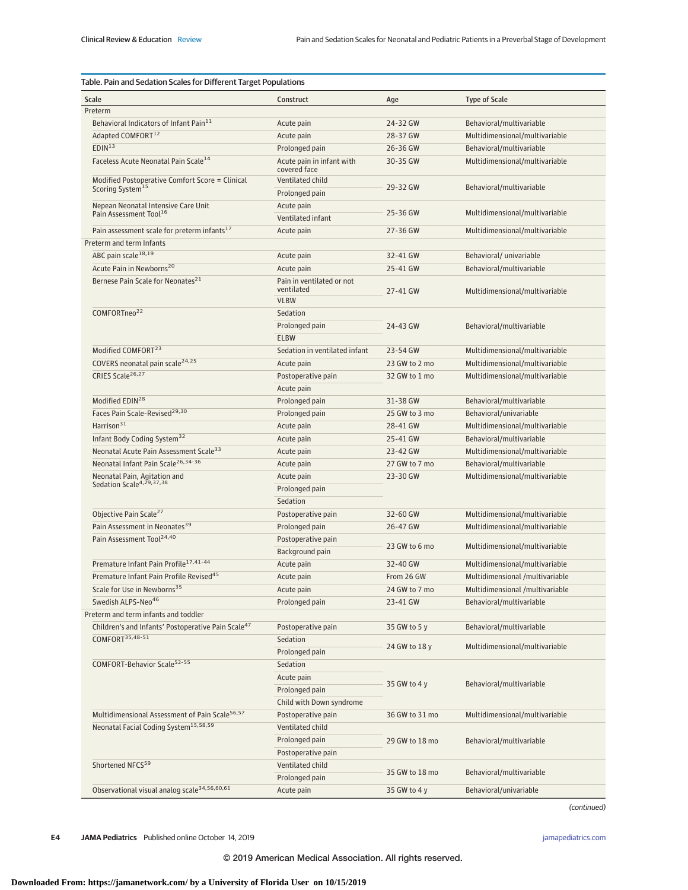**Table. Pain and Sedation Scales for Different Target Populations**

| Scale | Construct | Age | Type of Scale |
|---|---|---|---|
| **Preterm** | | | |
| Behavioral Indicators of Infant Pain[11] | Acute pain | 24-32 GW | Behavioral/multivariable |
| Adapted COMFORT[12] | Acute pain | 28-37 GW | Multidimensional/multivariable |
| EDIN[13] | Prolonged pain | 26-36 GW | Behavioral/multivariable |
| Faceless Acute Neonatal Pain Scale[14] | Acute pain in infant with covered face | 30-35 GW | Multidimensional/multivariable |
| Modified Postoperative Comfort Score = Clinical Scoring System[15] | Ventilated child | 29-32 GW | Behavioral/multivariable |
| | Prolonged pain | | |
| Nepean Neonatal Intensive Care Unit Pain Assessment Tool[16] | Acute pain | 25-36 GW | Multidimensional/multivariable |
| | Ventilated infant | | |
| Pain assessment scale for preterm infants[17] | Acute pain | 27-36 GW | Multidimensional/multivariable |
| **Preterm and term Infants** | | | |
| ABC pain scale[18,19] | Acute pain | 32-41 GW | Behavioral/ univariable |
| Acute Pain in Newborns[20] | Acute pain | 25-41 GW | Behavioral/multivariable |
| Bernese Pain Scale for Neonates[21] | Pain in ventilated or not ventilated | 27-41 GW | Multidimensional/multivariable |
| | VLBW | | |
| COMFORTneo[22] | Sedation | 24-43 GW | Behavioral/multivariable |
| | Prolonged pain | | |
| | ELBW | | |
| Modified COMFORT[23] | Sedation in ventilated infant | 23-54 GW | Multidimensional/multivariable |
| COVERS neonatal pain scale[24,25] | Acute pain | 23 GW to 2 mo | Multidimensional/multivariable |
| CRIES Scale[26,27] | Postoperative pain | 32 GW to 1 mo | Multidimensional/multivariable |
| | Acute pain | | |
| Modified EDIN[28] | Prolonged pain | 31-38 GW | Behavioral/multivariable |
| Faces Pain Scale-Revised[29,30] | Prolonged pain | 25 GW to 3 mo | Behavioral/univariable |
| Harrison[31] | Acute pain | 28-41 GW | Multidimensional/multivariable |
| Infant Body Coding System[32] | Acute pain | 25-41 GW | Behavioral/multivariable |
| Neonatal Acute Pain Assessment Scale[33] | Acute pain | 23-42 GW | Multidimensional/multivariable |
| Neonatal Infant Pain Scale[26,34-36] | Acute pain | 27 GW to 7 mo | Behavioral/multivariable |
| Neonatal Pain, Agitation and Sedation Scale[4,29,37,38] | Acute pain | 23-30 GW | Multidimensional/multivariable |
| | Prolonged pain | | |
| | Sedation | | |
| Objective Pain Scale[27] | Postoperative pain | 32-60 GW | Multidimensional/multivariable |
| Pain Assessment in Neonates[39] | Prolonged pain | 26-47 GW | Multidimensional/multivariable |
| Pain Assessment Tool[24,40] | Postoperative pain | 23 GW to 6 mo | Multidimensional/multivariable |
| | Background pain | | |
| Premature Infant Pain Profile[17,41-44] | Acute pain | 32-40 GW | Multidimensional/multivariable |
| Premature Infant Pain Profile Revised[45] | Acute pain | From 26 GW | Multidimensional /multivariable |
| Scale for Use in Newborns[35] | Acute pain | 24 GW to 7 mo | Multidimensional /multivariable |
| Swedish ALPS-Neo[46] | Prolonged pain | 23-41 GW | Behavioral/multivariable |
| **Preterm and term infants and toddler** | | | |
| Children's and Infants' Postoperative Pain Scale[47] | Postoperative pain | 35 GW to 5 y | Behavioral/multivariable |
| COMFORT[35,48-51] | Sedation | 24 GW to 18 y | Multidimensional/multivariable |
| | Prolonged pain | | |
| COMFORT-Behavior Scale[52-55] | Sedation | 35 GW to 4 y | Behavioral/multivariable |
| | Acute pain | | |
| | Prolonged pain | | |
| | Child with Down syndrome | | |
| Multidimensional Assessment of Pain Scale[56,57] | Postoperative pain | 36 GW to 31 mo | Multidimensional/multivariable |
| Neonatal Facial Coding System[15,58,59] | Ventilated child | 29 GW to 18 mo | Behavioral/multivariable |
| | Prolonged pain | | |
| | Postoperative pain | | |
| Shortened NFCS[59] | Ventilated child | 35 GW to 18 mo | Behavioral/multivariable |
| | Prolonged pain | | |
| Observational visual analog scale[34,56,60,61] | Acute pain | 35 GW to 4 y | Behavioral/univariable |

*(continued)*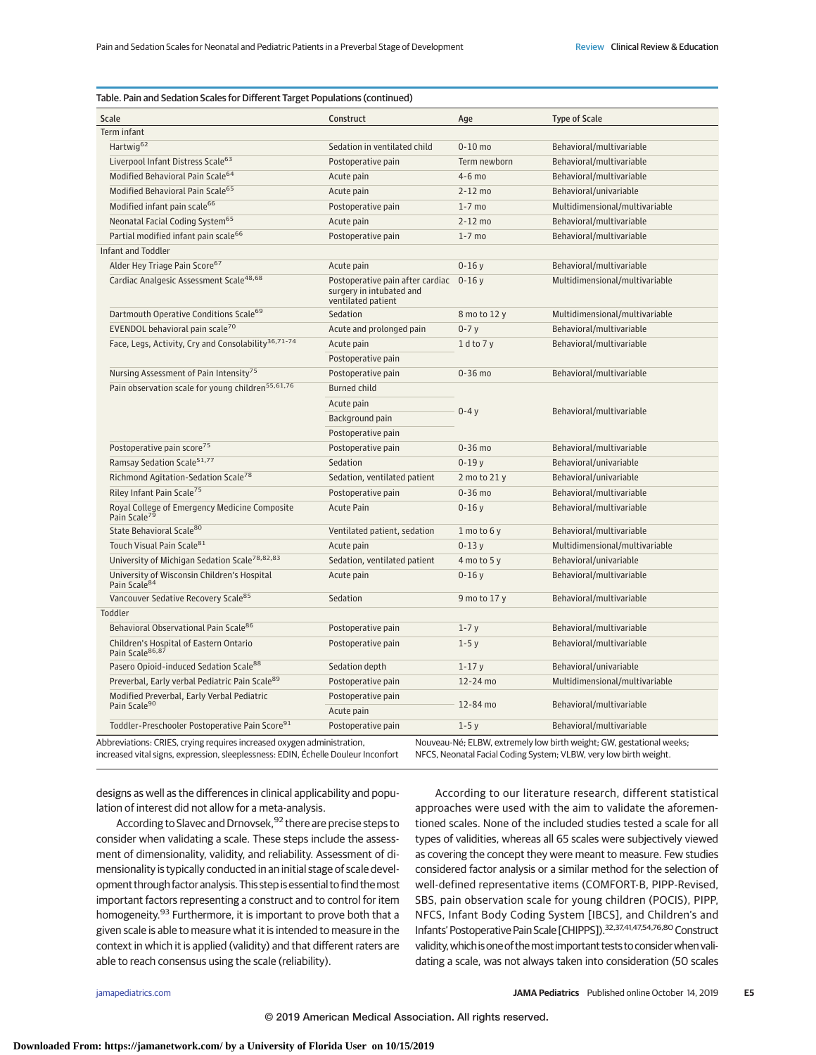Table. Pain and Sedation Scales for Different Target Populations (continued)

| Scale | Construct | Age | Type of Scale |
|---|---|---|---|
| **Term infant** | | | |
| Hartwig[62] | Sedation in ventilated child | 0-10 mo | Behavioral/multivariable |
| Liverpool Infant Distress Scale[63] | Postoperative pain | Term newborn | Behavioral/multivariable |
| Modified Behavioral Pain Scale[64] | Acute pain | 4-6 mo | Behavioral/multivariable |
| Modified Behavioral Pain Scale[65] | Acute pain | 2-12 mo | Behavioral/univariable |
| Modified infant pain scale[66] | Postoperative pain | 1-7 mo | Multidimensional/multivariable |
| Neonatal Facial Coding System[65] | Acute pain | 2-12 mo | Behavioral/multivariable |
| Partial modified infant pain scale[66] | Postoperative pain | 1-7 mo | Behavioral/multivariable |
| **Infant and Toddler** | | | |
| Alder Hey Triage Pain Score[67] | Acute pain | 0-16 y | Behavioral/multivariable |
| Cardiac Analgesic Assessment Scale[48,68] | Postoperative pain after cardiac surgery in intubated and ventilated patient | 0-16 y | Multidimensional/multivariable |
| Dartmouth Operative Conditions Scale[69] | Sedation | 8 mo to 12 y | Multidimensional/multivariable |
| EVENDOL behavioral pain scale[70] | Acute and prolonged pain | 0-7 y | Behavioral/multivariable |
| Face, Legs, Activity, Cry and Consolability[36,71-74] | Acute pain | 1 d to 7 y | Behavioral/multivariable |
| | Postoperative pain | | |
| Nursing Assessment of Pain Intensity[75] | Postoperative pain | 0-36 mo | Behavioral/multivariable |
| Pain observation scale for young children[55,61,76] | Burned child | 0-4 y | Behavioral/multivariable |
| | Acute pain | | |
| | Background pain | | |
| | Postoperative pain | | |
| Postoperative pain score[75] | Postoperative pain | 0-36 mo | Behavioral/multivariable |
| Ramsay Sedation Scale[51,77] | Sedation | 0-19 y | Behavioral/univariable |
| Richmond Agitation-Sedation Scale[78] | Sedation, ventilated patient | 2 mo to 21 y | Behavioral/univariable |
| Riley Infant Pain Scale[75] | Postoperative pain | 0-36 mo | Behavioral/multivariable |
| Royal College of Emergency Medicine Composite Pain Scale[79] | Acute Pain | 0-16 y | Behavioral/multivariable |
| State Behavioral Scale[80] | Ventilated patient, sedation | 1 mo to 6 y | Behavioral/multivariable |
| Touch Visual Pain Scale[81] | Acute pain | 0-13 y | Multidimensional/multivariable |
| University of Michigan Sedation Scale[78,82,83] | Sedation, ventilated patient | 4 mo to 5 y | Behavioral/univariable |
| University of Wisconsin Children's Hospital Pain Scale[84] | Acute pain | 0-16 y | Behavioral/multivariable |
| Vancouver Sedative Recovery Scale[85] | Sedation | 9 mo to 17 y | Behavioral/multivariable |
| **Toddler** | | | |
| Behavioral Observational Pain Scale[86] | Postoperative pain | 1-7 y | Behavioral/multivariable |
| Children's Hospital of Eastern Ontario Pain Scale[86,87] | Postoperative pain | 1-5 y | Behavioral/multivariable |
| Pasero Opioid-induced Sedation Scale[88] | Sedation depth | 1-17 y | Behavioral/univariable |
| Preverbal, Early verbal Pediatric Pain Scale[89] | Postoperative pain | 12-24 mo | Multidimensional/multivariable |
| Modified Preverbal, Early Verbal Pediatric Pain Scale[90] | Postoperative pain | 12-84 mo | Behavioral/multivariable |
| | Acute pain | | |
| Toddler-Preschooler Postoperative Pain Score[91] | Postoperative pain | 1-5 y | Behavioral/multivariable |

Abbreviations: CRIES, crying requires increased oxygen administration, increased vital signs, expression, sleeplessness: EDIN, Échelle Douleur Inconfort Nouveau-Né; ELBW, extremely low birth weight; GW, gestational weeks; NFCS, Neonatal Facial Coding System; VLBW, very low birth weight.

designs as well as the differences in clinical applicability and population of interest did not allow for a meta-analysis.

According to Slavec and Drnovsek,[92] there are precise steps to consider when validating a scale. These steps include the assessment of dimensionality, validity, and reliability. Assessment of dimensionality is typically conducted in an initial stage of scale development through factor analysis. This step is essential to find the most important factors representing a construct and to control for item homogeneity.[93] Furthermore, it is important to prove both that a given scale is able to measure what it is intended to measure in the context in which it is applied (validity) and that different raters are able to reach consensus using the scale (reliability).

According to our literature research, different statistical approaches were used with the aim to validate the aforementioned scales. None of the included studies tested a scale for all types of validities, whereas all 65 scales were subjectively viewed as covering the concept they were meant to measure. Few studies considered factor analysis or a similar method for the selection of well-defined representative items (COMFORT-B, PIPP-Revised, SBS, pain observation scale for young children (POCIS), PIPP, NFCS, Infant Body Coding System [IBCS], and Children's and Infants' Postoperative Pain Scale [CHIPPS]).[32,37,41,47,54,76,80] Construct validity, which is one of the most important tests to consider when validating a scale, was not always taken into consideration (50 scales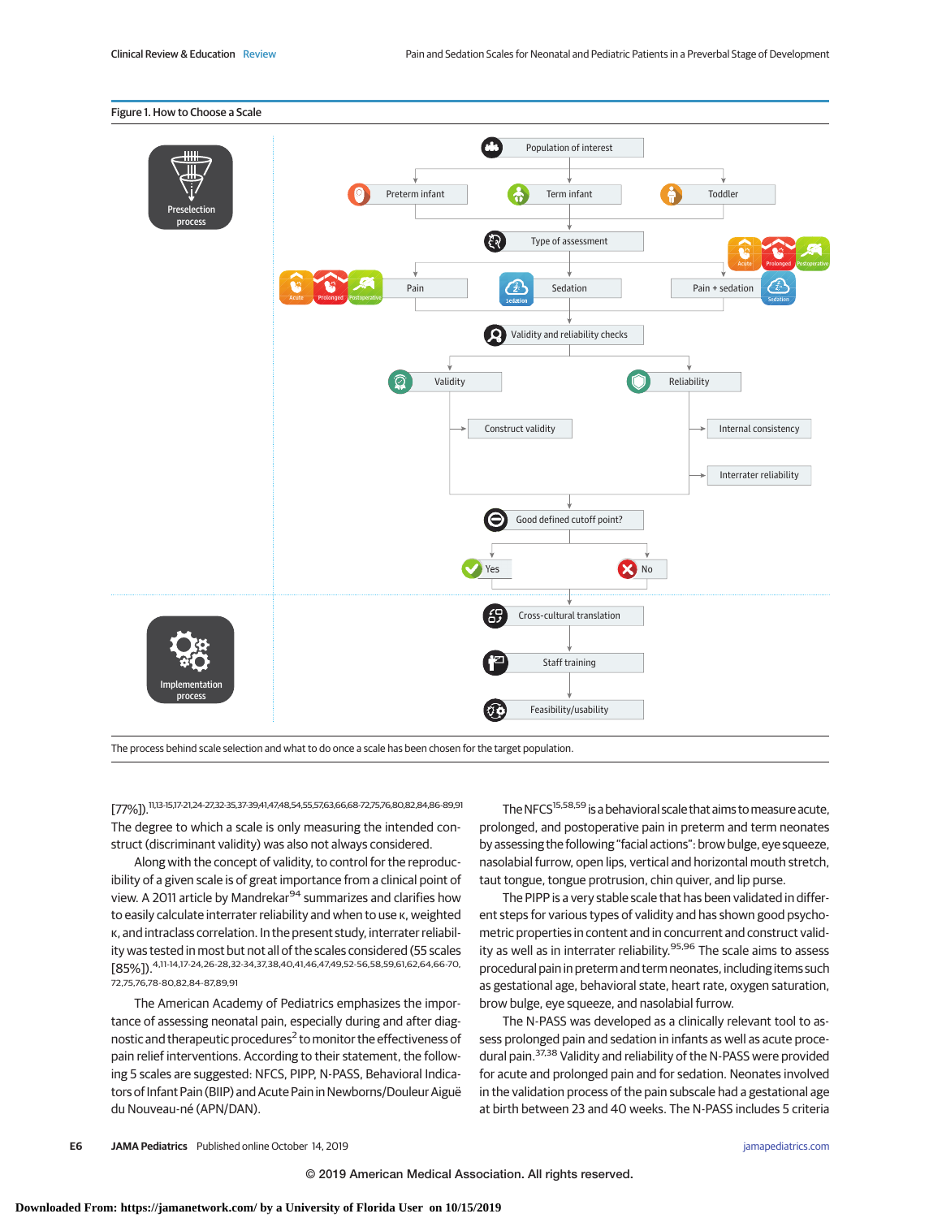Figure 1. How to Choose a Scale

Preselection process

Population of interest

Preterm infant | Term infant | Toddler

Type of assessment

Pain (Acute, Prolonged, Postoperative) | Sedation | Pain + sedation (Acute, Prolonged, Postoperative, Sedation)

Validity and reliability checks

Validity: Construct validity

Reliability: Internal consistency; Interrater reliability

Good defined cutoff point?

Yes | No

Implementation process

Cross-cultural translation

Staff training

Feasibility/usability

The process behind scale selection and what to do once a scale has been chosen for the target population.

[77%]).[11,13-15,17-21,24-27,32-35,37-39,41,47,48,54,55,57,63,66,68-72,75,76,80,82,84,86-89,91] The degree to which a scale is only measuring the intended construct (discriminant validity) was also not considered.

Along with the concept of validity, to control for the reproducibility of a given scale is of great importance from a clinical point of view. A 2011 article by Mandrekar[94] summarizes and clarifies how to easily calculate interrater reliability and when to use κ, weighted κ, and intraclass correlation. In the present study, interrater reliability was tested in most but not all of the scales considered (55 scales [85%]).[4,11-14,17-24,26-28,32-34,37,38,40,41,46,47,49,52-56,58,59,61,62,64,66-70,72,75,76,78-80,82,84-87,89,91]

The American Academy of Pediatrics emphasizes the importance of assessing neonatal pain, especially during and after diagnostic and therapeutic procedures[2] to monitor the effectiveness of pain relief interventions. According to their statement, the following 5 scales are suggested: NFCS, PIPP, N-PASS, Behavioral Indicators of Infant Pain (BIIP) and Acute Pain in Newborns/Douleur Aiguë du Nouveau-né (APN/DAN).

The NFCS[15,58,59] is a behavioral scale that aims to measure acute, prolonged, and postoperative pain in preterm and term neonates by assessing the following "facial actions": brow bulge, eye squeeze, nasolabial furrow, open lips, vertical and horizontal mouth stretch, taut tongue, tongue protrusion, chin quiver, and lip purse.

The PIPP is a very stable scale that has been validated in different steps for various types of validity and has shown good psychometric properties in content and in concurrent and construct validity as well as in interrater reliability.[95,96] The scale aims to assess procedural pain in preterm and term neonates, including items such as gestational age, behavioral state, heart rate, oxygen saturation, brow bulge, eye squeeze, and nasolabial furrow.

The N-PASS was developed as a clinically relevant tool to assess prolonged pain and sedation in infants as well as acute procedural pain.[37,38] Validity and reliability of the N-PASS were provided for acute and prolonged pain and for sedation. Neonates involved in the validation process of the pain subscale had a gestational age at birth between 23 and 40 weeks. The N-PASS includes 5 criteria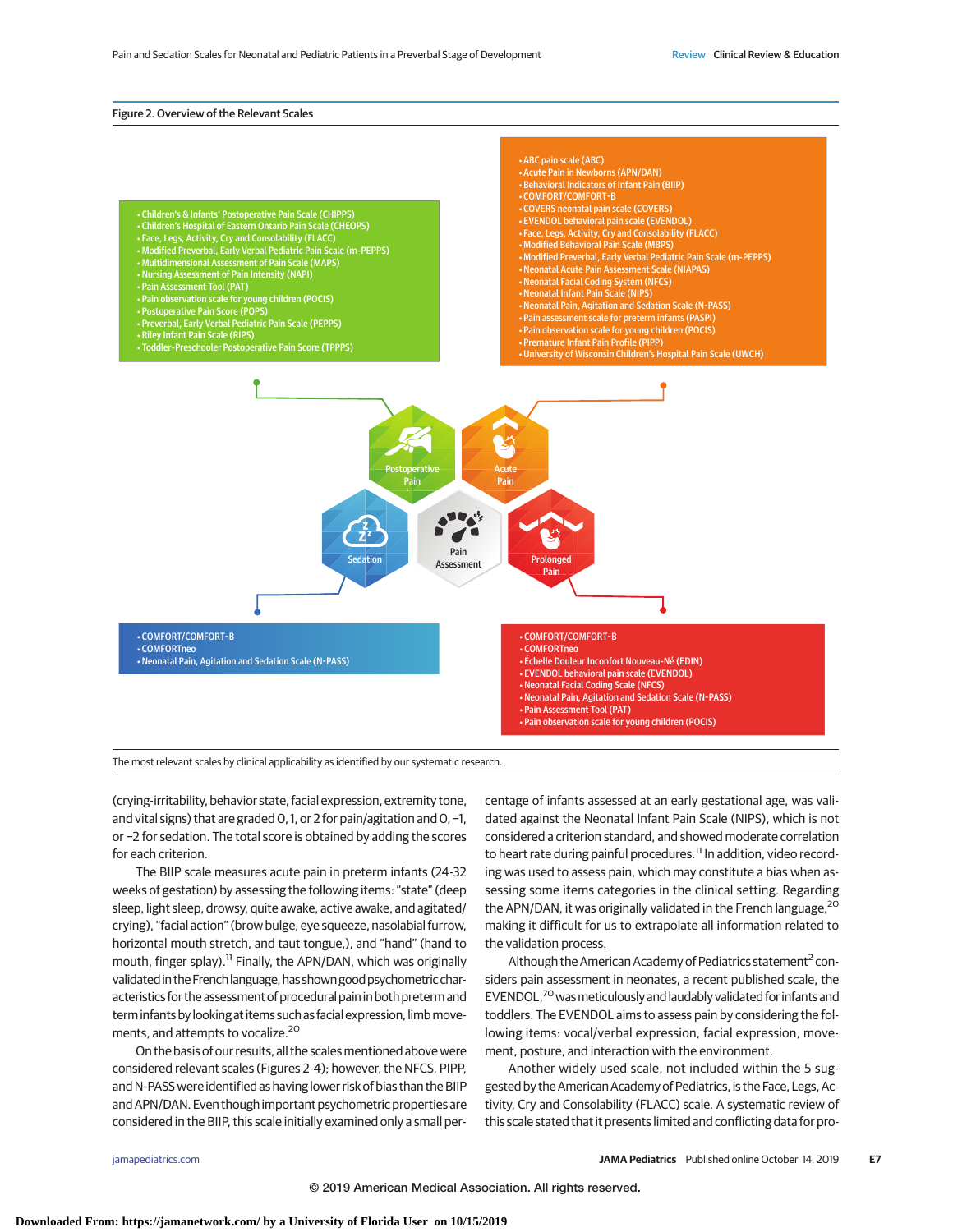Figure 2. Overview of the Relevant Scales

**Postoperative Pain**
- Children's & Infants' Postoperative Pain Scale (CHIPPS)
- Children's Hospital of Eastern Ontario Pain Scale (CHEOPS)
- Face, Legs, Activity, Cry and Consolability (FLACC)
- Modified Preverbal, Early Verbal Pediatric Pain Scale (m-PEPPS)
- Multidimensional Assessment of Pain Scale (MAPS)
- Nursing Assessment of Pain Intensity (NAPI)
- Pain Assessment Tool (PAT)
- Pain observation scale for young children (POCIS)
- Postoperative Pain Score (POPS)
- Preverbal, Early Verbal Pediatric Pain Scale (PEPPS)
- Riley Infant Pain Scale (RIPS)
- Toddler-Preschooler Postoperative Pain Score (TPPPS)

**Acute Pain**
- ABC pain scale (ABC)
- Acute Pain in Newborns (APN/DAN)
- Behavioral Indicators of Infant Pain (BIIP)
- COMFORT/COMFORT-B
- COVERS neonatal pain scale (COVERS)
- EVENDOL behavioral pain scale (EVENDOL)
- Face, Legs, Activity, Cry and Consolability (FLACC)
- Modified Behavioral Pain Scale (MBPS)
- Modified Preverbal, Early Verbal Pediatric Pain Scale (m-PEPPS)
- Neonatal Acute Pain Assessment Scale (NIAPAS)
- Neonatal Facial Coding System (NFCS)
- Neonatal Infant Pain Scale (NIPS)
- Neonatal Pain, Agitation and Sedation Scale (N-PASS)
- Pain assessment scale for preterm infants (PASPI)
- Pain observation scale for young children (POCIS)
- Premature Infant Pain Profile (PIPP)
- University of Wisconsin Children's Hospital Pain Scale (UWCH)

**Sedation**
- COMFORT/COMFORT-B
- COMFORTneo
- Neonatal Pain, Agitation and Sedation Scale (N-PASS)

**Prolonged Pain**
- COMFORT/COMFORT-B
- COMFORTneo
- Échelle Douleur Inconfort Nouveau-Né (EDIN)
- EVENDOL behavioral pain scale (EVENDOL)
- Neonatal Facial Coding Scale (NFCS)
- Neonatal Pain, Agitation and Sedation Scale (N-PASS)
- Pain Assessment Tool (PAT)
- Pain observation scale for young children (POCIS)

The most relevant scales by clinical applicability as identified by our systematic research.

(crying-irritability, behavior state, facial expression, extremity tone, and vital signs) that are graded 0, 1, or 2 for pain/agitation and 0, −1, or −2 for sedation. The total score is obtained by adding the scores for each criterion.

The BIIP scale measures acute pain in preterm infants (24-32 weeks of gestation) by assessing the following items: "state" (deep sleep, light sleep, drowsy, quite awake, active awake, and agitated/crying), "facial action" (brow bulge, eye squeeze, nasolabial furrow, horizontal mouth stretch, and taut tongue,), and "hand" (hand to mouth, finger splay).[11] Finally, the APN/DAN, which was originally validated in the French language, has shown good psychometric characteristics for the assessment of procedural pain in both preterm and term infants by looking at items such as facial expression, limb movements, and attempts to vocalize.[20]

On the basis of our results, all the scales mentioned above were considered relevant scales (Figures 2-4); however, the NFCS, PIPP, and N-PASS were identified as having lower risk of bias than the BIIP and APN/DAN. Even though important psychometric properties are considered in the BIIP, this scale initially examined only a small percentage of infants assessed at an early gestational age, was validated against the Neonatal Infant Pain Scale (NIPS), which is not considered a criterion standard, and showed moderate correlation to heart rate during painful procedures.[11] In addition, video recording was used to assess pain, which may constitute a bias when assessing some items categories in the clinical setting. Regarding the APN/DAN, it was originally validated in the French language,[20] making it difficult for us to extrapolate all information related to the validation process.

Although the American Academy of Pediatrics statement[2] considers pain assessment in neonates, a recent published scale, the EVENDOL,[70] was meticulously and laudably validated for infants and toddlers. The EVENDOL aims to assess pain by considering the following items: vocal/verbal expression, facial expression, movement, posture, and interaction with the environment.

Another widely used scale, not included within the 5 suggested by the American Academy of Pediatrics, is the Face, Legs, Activity, Cry and Consolability (FLACC) scale. A systematic review of this scale stated that it presents limited and conflicting data for pro-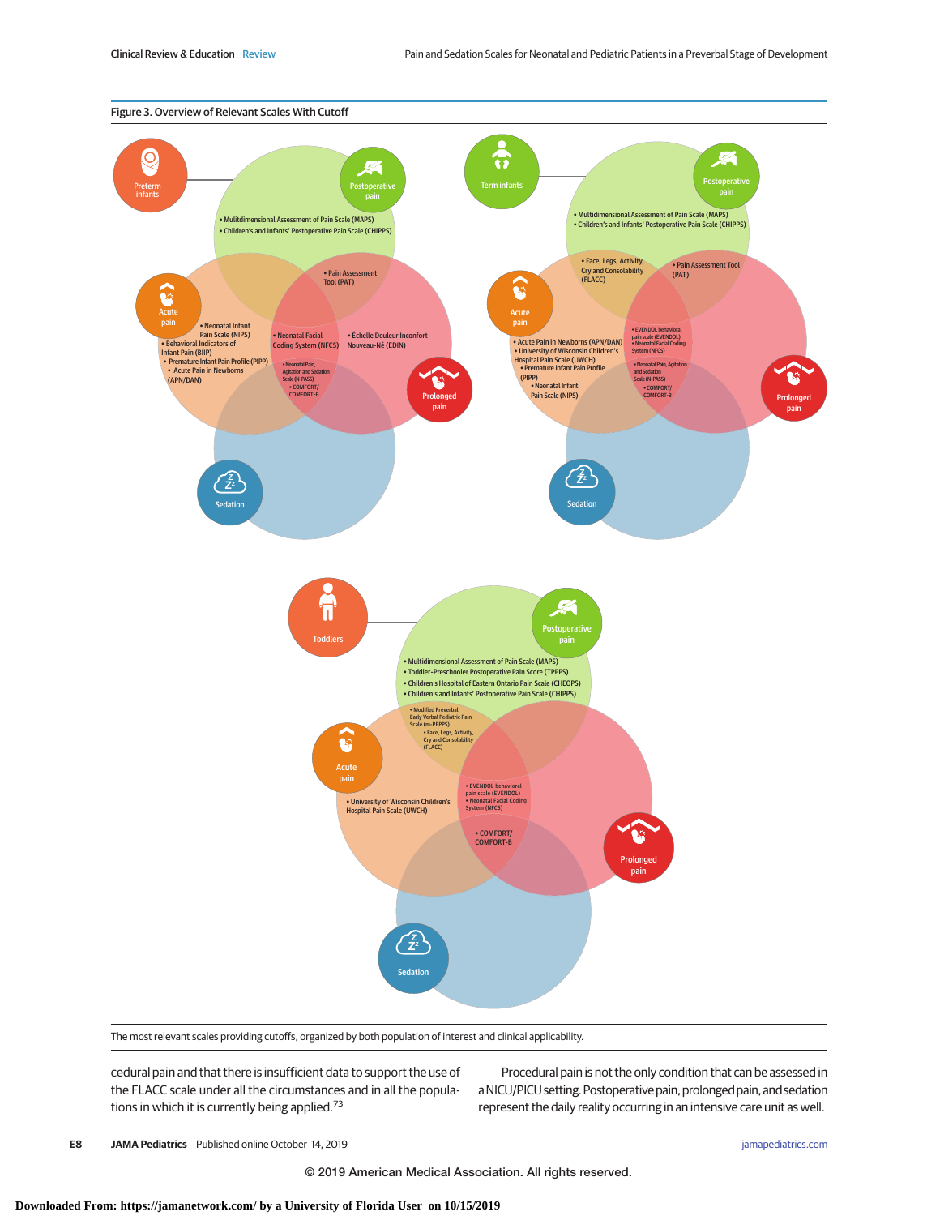Figure 3. Overview of Relevant Scales With Cutoff

**Preterm infants**

- Postoperative pain: Mulitdimensional Assessment of Pain Scale (MAPS); Children's and Infants' Postoperative Pain Scale (CHIPPS)
- Postoperative pain / Prolonged pain: Pain Assessment Tool (PAT)
- Acute pain: Neonatal Infant Pain Scale (NIPS); Behavioral Indicators of Infant Pain (BIIP); Premature Infant Pain Profile (PIPP); Acute Pain in Newborns (APN/DAN)
- Acute pain / Prolonged pain: Neonatal Facial Coding System (NFCS)
- Prolonged pain: Échelle Douleur Inconfort Nouveau-Né (EDIN)
- Acute pain / Prolonged pain / Sedation: Neonatal Pain, Agitation and Sedation Scale (N-PASS); COMFORT/COMFORT-B

**Term infants**

- Postoperative pain: Multidimensional Assessment of Pain Scale (MAPS); Children's and Infants' Postoperative Pain Scale (CHIPPS)
- Postoperative pain / Acute pain: Face, Legs, Activity, Cry and Consolability (FLACC)
- Postoperative pain / Prolonged pain: Pain Assessment Tool (PAT)
- Acute pain: Acute Pain in Newborns (APN/DAN); University of Wisconsin Children's Hospital Pain Scale (UWCH); Premature Infant Pain Profile (PIPP); Neonatal Infant Pain Scale (NIPS)
- Acute pain / Prolonged pain: EVENDOL behavioral pain scale (EVENDOL); Neonatal Facial Coding System (NFCS)
- Acute pain / Prolonged pain / Sedation: Neonatal Pain, Agitation and Sedation Scale (N-PASS); COMFORT/COMFORT-B

**Toddlers**

- Postoperative pain: Multidimensional Assessment of Pain Scale (MAPS); Toddler-Preschooler Postoperative Pain Score (TPPPS); Children's Hospital of Eastern Ontario Pain Scale (CHEOPS); Children's and Infants' Postoperative Pain Scale (CHIPPS)
- Postoperative pain / Acute pain: Modified Preverbal, Early Verbal Pediatric Pain Scale (m-PEPPS); Face, Legs, Activity, Cry and Consolability (FLACC)
- Acute pain: University of Wisconsin Children's Hospital Pain Scale (UWCH)
- Acute pain / Prolonged pain: EVENDOL behavioral pain scale (EVENDOL); Neonatal Facial Coding System (NFCS)
- Acute pain / Prolonged pain / Sedation: COMFORT/COMFORT-B

The most relevant scales providing cutoffs, organized by both population of interest and clinical applicability.

cedural pain and that there is insufficient data to support the use of the FLACC scale under all the circumstances and in all the populations in which it is currently being applied.[73]

Procedural pain is not the only condition that can be assessed in a NICU/PICU setting. Postoperative pain, prolonged pain, and sedation represent the daily reality occurring in an intensive care unit as well.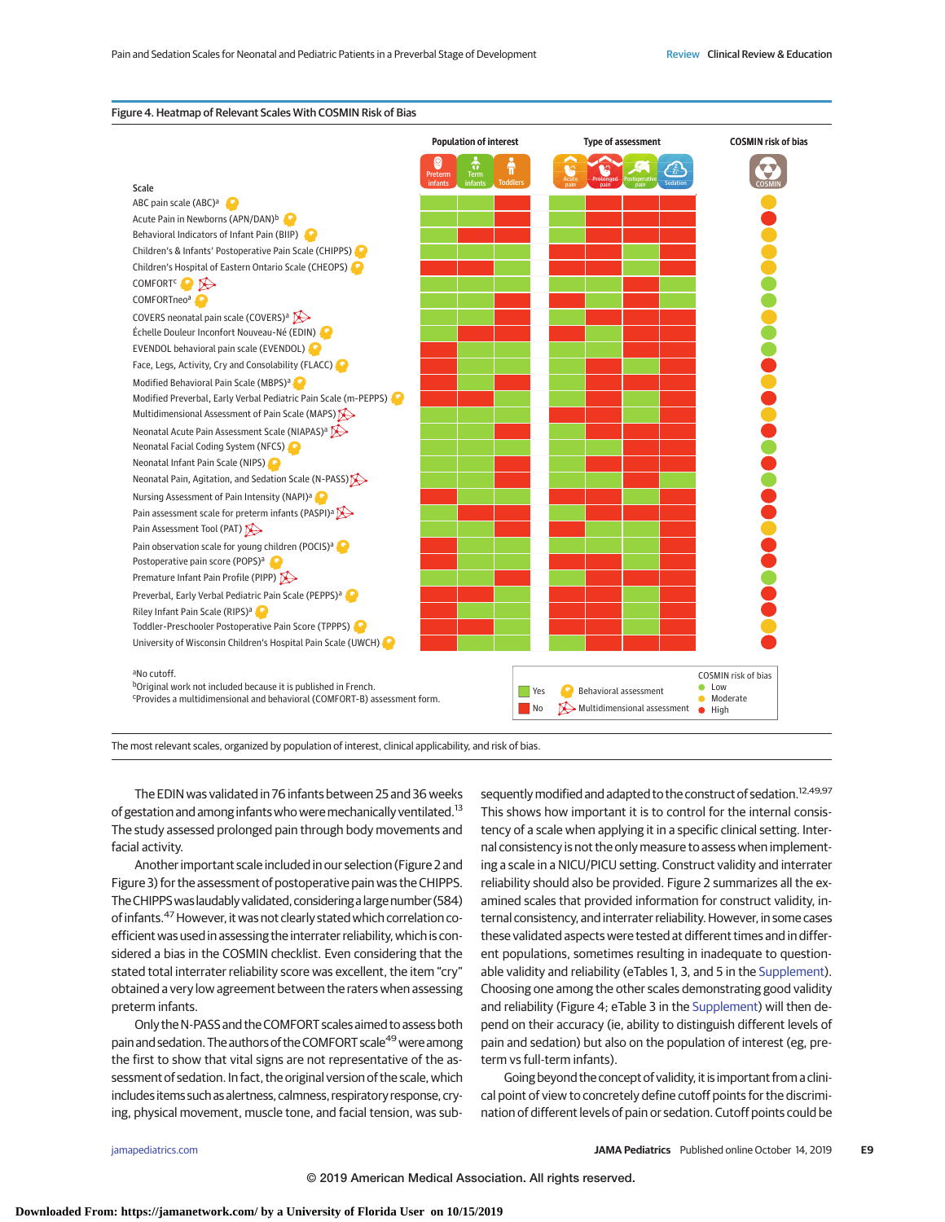**Figure 4. Heatmap of Relevant Scales With COSMIN Risk of Bias**

| Scale | Assessment | Population of interest: Preterm infants | Term infants | Toddlers | Type of assessment: Acute pain | Prolonged pain | Postoperative pain | Sedation | COSMIN risk of bias |
|---|---|---|---|---|---|---|---|---|---|
| ABC pain scale (ABC)[a] | Behavioral | Yes | Yes | No | Yes | No | No | No | Moderate |
| Acute Pain in Newborns (APN/DAN)[b] | Behavioral | Yes | Yes | No | Yes | No | No | No | High |
| Behavioral Indicators of Infant Pain (BIIP) | Behavioral | Yes | No | No | Yes | No | No | No | Moderate |
| Children's & Infants' Postoperative Pain Scale (CHIPPS) | Behavioral | Yes | Yes | Yes | Yes | No | Yes | No | Moderate |
| Children's Hospital of Eastern Ontario Scale (CHEOPS) | Behavioral | No | No | Yes | No | No | Yes | No | Moderate |
| COMFORT[c] | Behavioral; Multidimensional | Yes | Yes | Yes | Yes | Yes | No | Yes | Low |
| COMFORTneo[a] | Behavioral | Yes | Yes | No | No | Yes | No | Yes | Moderate |
| COVERS neonatal pain scale (COVERS)[a] | Multidimensional | Yes | Yes | No | Yes | No | No | No | Moderate |
| Échelle Douleur Inconfort Nouveau-Né (EDIN) | Behavioral | Yes | No | No | No | Yes | No | No | Low |
| EVENDOL behavioral pain scale (EVENDOL) | Behavioral | No | Yes | Yes | Yes | Yes | Yes | No | Low |
| Face, Legs, Activity, Cry and Consolability (FLACC) | Behavioral | No | Yes | Yes | Yes | No | Yes | No | High |
| Modified Behavioral Pain Scale (MBPS)[a] | Behavioral | No | Yes | No | Yes | No | No | No | Moderate |
| Modified Preverbal, Early Verbal Pediatric Pain Scale (m-PEPPS) | Behavioral | No | No | Yes | Yes | No | Yes | No | High |
| Multidimensional Assessment of Pain Scale (MAPS) | Multidimensional | Yes | Yes | Yes | No | No | Yes | No | Moderate |
| Neonatal Acute Pain Assessment Scale (NIAPAS)[a] | Multidimensional | Yes | Yes | No | Yes | No | No | No | High |
| Neonatal Facial Coding System (NFCS) | Behavioral | Yes | Yes | Yes | Yes | Yes | No | No | Low |
| Neonatal Infant Pain Scale (NIPS) | Behavioral | Yes | Yes | No | Yes | No | No | No | High |
| Neonatal Pain, Agitation, and Sedation Scale (N-PASS) | Multidimensional | Yes | Yes | No | Yes | Yes | Yes | Yes | Low |
| Nursing Assessment of Pain Intensity (NAPI)[a] | Behavioral | No | Yes | Yes | No | No | Yes | No | High |
| Pain assessment scale for preterm infants (PASPI)[a] | Multidimensional | Yes | No | No | Yes | No | No | No | High |
| Pain Assessment Tool (PAT) | Multidimensional | Yes | Yes | No | No | Yes | Yes | No | Moderate |
| Pain observation scale for young children (POCIS)[a] | Behavioral | No | Yes | Yes | Yes | No | Yes | No | High |
| Postoperative pain score (POPS)[a] | Behavioral | No | Yes | Yes | No | No | Yes | No | High |
| Premature Infant Pain Profile (PIPP) | Multidimensional | Yes | Yes | No | Yes | No | No | No | Low |
| Preverbal, Early Verbal Pediatric Pain Scale (PEPPS)[a] | Behavioral | No | No | Yes | No | No | Yes | No | High |
| Riley Infant Pain Scale (RIPS)[a] | Behavioral | No | Yes | Yes | No | No | Yes | No | High |
| Toddler-Preschooler Postoperative Pain Score (TPPPS) | Behavioral | No | No | Yes | No | No | Yes | No | Moderate |
| University of Wisconsin Children's Hospital Pain Scale (UWCH) | Behavioral | No | Yes | Yes | Yes | No | No | No | High |

[a]No cutoff.
[b]Original work not included because it is published in French.
[c]Provides a multidimensional and behavioral (COMFORT-B) assessment form.

The most relevant scales, organized by population of interest, clinical applicability, and risk of bias.

The EDIN was validated in 76 infants between 25 and 36 weeks of gestation and among infants who were mechanically ventilated.[13] The study assessed prolonged pain through body movements and facial activity.

Another important scale included in our selection (Figure 2 and Figure 3) for the assessment of postoperative pain was the CHIPPS. The CHIPPS was laudably validated, considering a large number (584) of infants.[47] However, it was not clearly stated which correlation coefficient was used in assessing the interrater reliability, which is considered a bias in the COSMIN checklist. Even considering that the stated total interrater reliability score was excellent, the item "cry" obtained a very low agreement between the raters when assessing preterm infants.

Only the N-PASS and the COMFORT scales aimed to assess both pain and sedation. The authors of the COMFORT scale[49] were among the first to show that vital signs are not representative of the assessment of sedation. In fact, the original version of the scale, which includes items such as alertness, calmness, respiratory response, crying, physical movement, muscle tone, and facial tension, was subsequently modified and adapted to the construct of sedation.[12,49,97] This shows how important it is to control for the internal consistency of a scale when applying it in a specific clinical setting. Internal consistency is not the only measure to assess when implementing a scale in a NICU/PICU setting. Construct validity and interrater reliability should also be provided. Figure 2 summarizes all the examined scales that provided information for construct validity, internal consistency, and interrater reliability. However, in some cases these validated aspects were tested at different times and in different populations, sometimes resulting in inadequate to questionable validity and reliability (eTables 1, 3, and 5 in the Supplement). Choosing one among the other scales demonstrating good validity and reliability (Figure 4; eTable 3 in the Supplement) will then depend on their accuracy (ie, ability to distinguish different levels of pain and sedation) but also on the population of interest (eg, preterm vs full-term infants).

Going beyond the concept of validity, it is important from a clinical point of view to concretely define cutoff points for the discrimination of different levels of pain or sedation. Cutoff points could be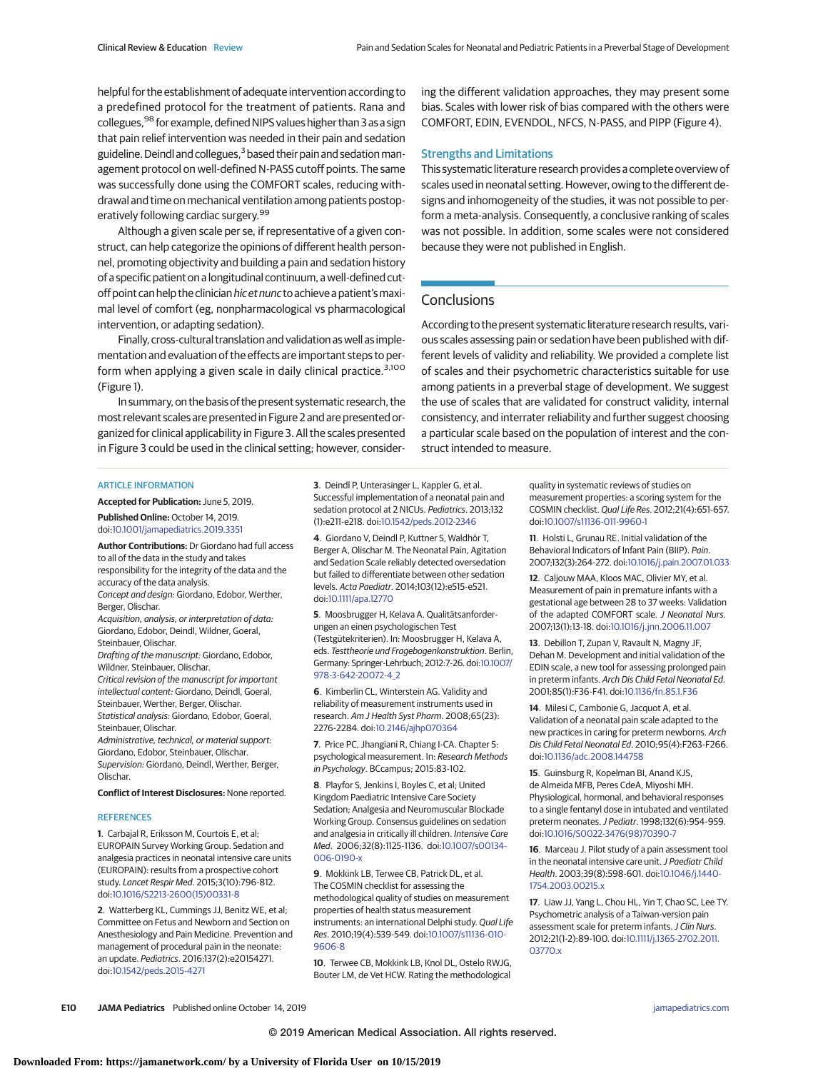helpful for the establishment of adequate intervention according to a predefined protocol for the treatment of patients. Rana and collegues,[98] for example, defined NIPS values higher than 3 as a sign that pain relief intervention was needed in their pain and sedation guideline. Deindl and collegues,[3] based their pain and sedation management protocol on well-defined N-PASS cutoff points. The same was successfully done using the COMFORT scales, reducing withdrawal and time on mechanical ventilation among patients postoperatively following cardiac surgery.[99]

Although a given scale per se, if representative of a given construct, can help categorize the opinions of different health personnel, promoting objectivity and building a pain and sedation history of a specific patient on a longitudinal continuum, a well-defined cutoff point can help the clinician *hic et nunc* to achieve a patient's maximal level of comfort (eg, nonpharmacological vs pharmacological intervention, or adapting sedation).

Finally, cross-cultural translation and validation as well as implementation and evaluation of the effects are important steps to perform when applying a given scale in daily clinical practice.[3,100] (Figure 1).

In summary, on the basis of the present systematic research, the most relevant scales are presented in Figure 2 and are presented organized for clinical applicability in Figure 3. All the scales presented in Figure 3 could be used in the clinical setting; however, considering the different validation approaches, they may present some bias. Scales with lower risk of bias compared with the others were COMFORT, EDIN, EVENDOL, NFCS, N-PASS, and PIPP (Figure 4).

### Strengths and Limitations

This systematic literature research provides a complete overview of scales used in neonatal setting. However, owing to the different designs and inhomogeneity of the studies, it was not possible to perform a meta-analysis. Consequently, a conclusive ranking of scales was not possible. In addition, some scales were not considered because they were not published in English.

## Conclusions

According to the present systematic literature research results, various scales assessing pain or sedation have been published with different levels of validity and reliability. We provided a complete list of scales and their psychometric characteristics suitable for use among patients in a preverbal stage of development. We suggest the use of scales that are validated for construct validity, internal consistency, and interrater reliability and further suggest choosing a particular scale based on the population of interest and the construct intended to measure.

### ARTICLE INFORMATION

**Accepted for Publication:** June 5, 2019.

**Published Online:** October 14, 2019. doi:10.1001/jamapediatrics.2019.3351

**Author Contributions:** Dr Giordano had full access to all of the data in the study and takes responsibility for the integrity of the data and the accuracy of the data analysis.

*Concept and design:* Giordano, Edobor, Werther, Berger, Olischar.

*Acquisition, analysis, or interpretation of data:* Giordano, Edobor, Deindl, Wildner, Goeral, Steinbauer, Olischar.

*Drafting of the manuscript:* Giordano, Edobor, Wildner, Steinbauer, Olischar.

*Critical revision of the manuscript for important intellectual content:* Giordano, Deindl, Goeral, Steinbauer, Werther, Berger, Olischar.

*Statistical analysis:* Giordano, Edobor, Goeral, Steinbauer, Olischar.

*Administrative, technical, or material support:* Giordano, Edobor, Steinbauer, Olischar.

*Supervision:* Giordano, Deindl, Werther, Berger, Olischar.

**Conflict of Interest Disclosures:** None reported.

### REFERENCES

1. Carbajal R, Eriksson M, Courtois E, et al; EUROPAIN Survey Working Group. Sedation and analgesia practices in neonatal intensive care units (EUROPAIN): results from a prospective cohort study. *Lancet Respir Med*. 2015;3(10):796-812. doi:10.1016/S2213-2600(15)00331-8

2. Watterberg KL, Cummings JJ, Benitz WE, et al; Committee on Fetus and Newborn and Section on Anesthesiology and Pain Medicine. Prevention and management of procedural pain in the neonate: an update. *Pediatrics*. 2016;137(2):e20154271. doi:10.1542/peds.2015-4271

3. Deindl P, Unterasinger L, Kappler G, et al. Successful implementation of a neonatal pain and sedation protocol at 2 NICUs. *Pediatrics*. 2013;132(1):e211-e218. doi:10.1542/peds.2012-2346

4. Giordano V, Deindl P, Kuttner S, Waldhör T, Berger A, Olischar M. The Neonatal Pain, Agitation and Sedation Scale reliably detected oversedation but failed to differentiate between other sedation levels. *Acta Paediatr*. 2014;103(12):e515-e521. doi:10.1111/apa.12770

5. Moosbrugger H, Kelava A. Qualitätsanforderungen an einen psychologischen Test (Testgütekriterien). In: Moosbrugger H, Kelava A, eds. *Testtheorie und Fragebogenkonstruktion*. Berlin, Germany: Springer-Lehrbuch; 2012:7-26. doi:10.1007/978-3-642-20072-4_2

6. Kimberlin CL, Winterstein AG. Validity and reliability of measurement instruments used in research. *Am J Health Syst Pharm*. 2008;65(23):2276-2284. doi:10.2146/ajhp070364

7. Price PC, Jhangiani R, Chiang I-CA. Chapter 5: psychological measurement. In: *Research Methods in Psychology*. BCcampus; 2015:83-102.

8. Playfor S, Jenkins I, Boyles C, et al; United Kingdom Paediatric Intensive Care Society Sedation; Analgesia and Neuromuscular Blockade Working Group. Consensus guidelines on sedation and analgesia in critically ill children. *Intensive Care Med*. 2006;32(8):1125-1136. doi:10.1007/s00134-006-0190-x

9. Mokkink LB, Terwee CB, Patrick DL, et al. The COSMIN checklist for assessing the methodological quality of studies on measurement properties of health status measurement instruments: an international Delphi study. *Qual Life Res*. 2010;19(4):539-549. doi:10.1007/s11136-010-9606-8

10. Terwee CB, Mokkink LB, Knol DL, Ostelo RWJG, Bouter LM, de Vet HCW. Rating the methodological quality in systematic reviews of studies on measurement properties: a scoring system for the COSMIN checklist. *Qual Life Res*. 2012;21(4):651-657. doi:10.1007/s11136-011-9960-1

11. Holsti L, Grunau RE. Initial validation of the Behavioral Indicators of Infant Pain (BIIP). *Pain*. 2007;132(3):264-272. doi:10.1016/j.pain.2007.01.033

12. Caljouw MAA, Kloos MAC, Olivier MY, et al. Measurement of pain in premature infants with a gestational age between 28 to 37 weeks: Validation of the adapted COMFORT scale. *J Neonatal Nurs*. 2007;13(1):13-18. doi:10.1016/j.jnn.2006.11.007

13. Debillon T, Zupan V, Ravault N, Magny JF, Dehan M. Development and initial validation of the EDIN scale, a new tool for assessing prolonged pain in preterm infants. *Arch Dis Child Fetal Neonatal Ed*. 2001;85(1):F36-F41. doi:10.1136/fn.85.1.F36

14. Milesi C, Cambonie G, Jacquot A, et al. Validation of a neonatal pain scale adapted to the new practices in caring for preterm newborns. *Arch Dis Child Fetal Neonatal Ed*. 2010;95(4):F263-F266. doi:10.1136/adc.2008.144758

15. Guinsburg R, Kopelman BI, Anand KJS, de Almeida MFB, Peres CdeA, Miyoshi MH. Physiological, hormonal, and behavioral responses to a single fentanyl dose in intubated and ventilated preterm neonates. *J Pediatr*. 1998;132(6):954-959. doi:10.1016/S0022-3476(98)70390-7

16. Marceau J. Pilot study of a pain assessment tool in the neonatal intensive care unit. *J Paediatr Child Health*. 2003;39(8):598-601. doi:10.1046/j.1440-1754.2003.00215.x

17. Liaw JJ, Yang L, Chou HL, Yin T, Chao SC, Lee TY. Psychometric analysis of a Taiwan-version pain assessment scale for preterm infants. *J Clin Nurs*. 2012;21(1-2):89-100. doi:10.1111/j.1365-2702.2011.03770.x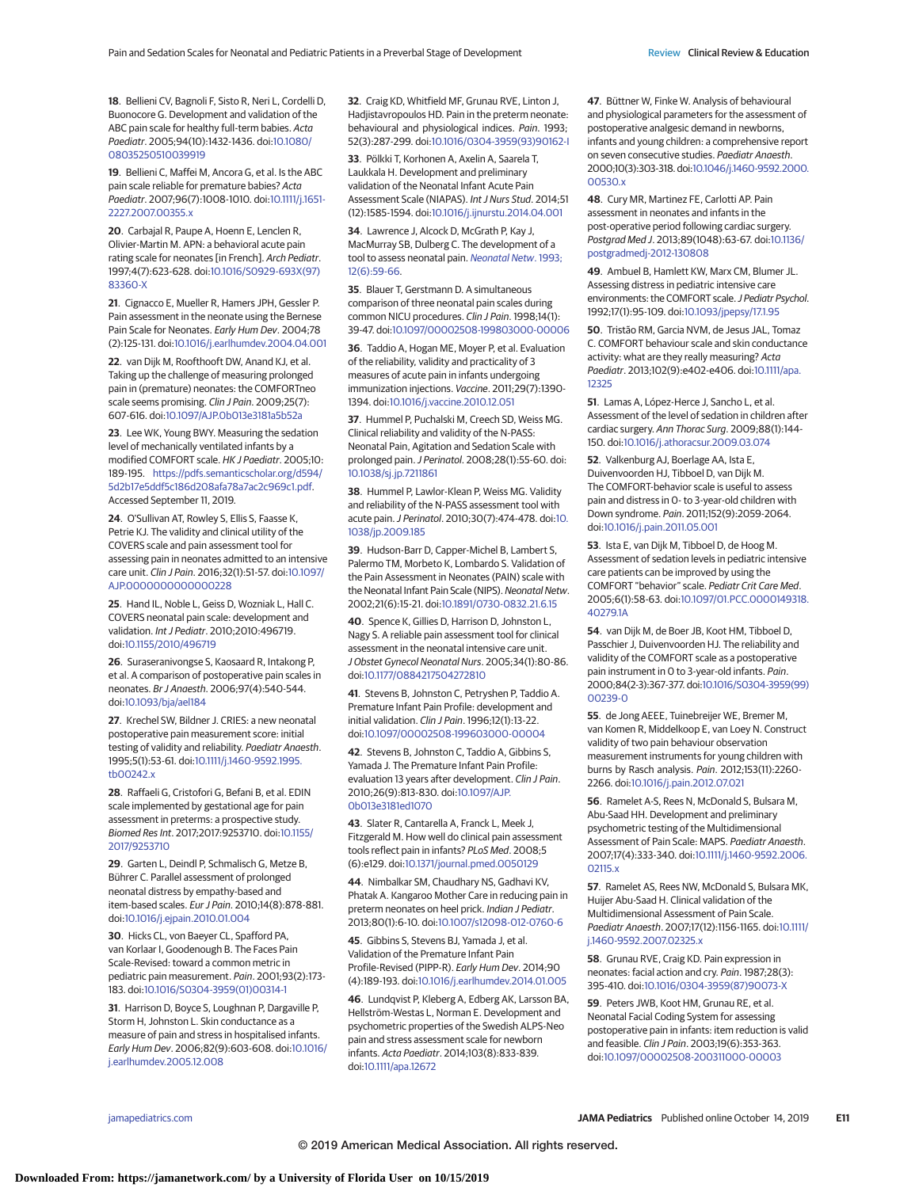18. Bellieni CV, Bagnoli F, Sisto R, Neri L, Cordelli D, Buonocore G. Development and validation of the ABC pain scale for healthy full-term babies. *Acta Paediatr*. 2005;94(10):1432-1436. doi:10.1080/08035250510039919

19. Bellieni C, Maffei M, Ancora G, et al. Is the ABC pain scale reliable for premature babies? *Acta Paediatr*. 2007;96(7):1008-1010. doi:10.1111/j.1651-2227.2007.00355.x

20. Carbajal R, Paupe A, Hoenn E, Lenclen R, Olivier-Martin M. APN: a behavioral acute pain rating scale for neonates [in French]. *Arch Pediatr*. 1997;4(7):623-628. doi:10.1016/S0929-693X(97)83360-X

21. Cignacco E, Mueller R, Hamers JPH, Gessler P. Pain assessment in the neonate using the Bernese Pain Scale for Neonates. *Early Hum Dev*. 2004;78(2):125-131. doi:10.1016/j.earlhumdev.2004.04.001

22. van Dijk M, Roofthooft DW, Anand KJ, et al. Taking up the challenge of measuring prolonged pain in (premature) neonates: the COMFORTneo scale seems promising. *Clin J Pain*. 2009;25(7):607-616. doi:10.1097/AJP.0b013e3181a5b52a

23. Lee WK, Young BWY. Measuring the sedation level of mechanically ventilated infants by a modified COMFORT scale. *HK J Paediatr*. 2005;10:189-195. https://pdfs.semanticscholar.org/d594/5d2b17e5ddf5c186d208afa78a7ac2c969c1.pdf. Accessed September 11, 2019.

24. O'Sullivan AT, Rowley S, Ellis S, Faasse K, Petrie KJ. The validity and clinical utility of the COVERS scale and pain assessment tool for assessing pain in neonates admitted to an intensive care unit. *Clin J Pain*. 2016;32(1):51-57. doi:10.1097/AJP.0000000000000228

25. Hand IL, Noble L, Geiss D, Wozniak L, Hall C. COVERS neonatal pain scale: development and validation. *Int J Pediatr*. 2010;2010:496719. doi:10.1155/2010/496719

26. Suraseranivongse S, Kaosaard R, Intakong P, et al. A comparison of postoperative pain scales in neonates. *Br J Anaesth*. 2006;97(4):540-544. doi:10.1093/bja/ael184

27. Krechel SW, Bildner J. CRIES: a new neonatal postoperative pain measurement score: initial testing of validity and reliability. *Paediatr Anaesth*. 1995;5(1):53-61. doi:10.1111/j.1460-9592.1995.tb00242.x

28. Raffaeli G, Cristofori G, Befani B, et al. EDIN scale implemented by gestational age for pain assessment in preterms: a prospective study. *Biomed Res Int*. 2017;2017:9253710. doi:10.1155/2017/9253710

29. Garten L, Deindl P, Schmalisch G, Metze B, Bührer C. Parallel assessment of prolonged neonatal distress by empathy-based and item-based scales. *Eur J Pain*. 2010;14(8):878-881. doi:10.1016/j.ejpain.2010.01.004

30. Hicks CL, von Baeyer CL, Spafford PA, van Korlaar I, Goodenough B. The Faces Pain Scale-Revised: toward a common metric in pediatric pain measurement. *Pain*. 2001;93(2):173-183. doi:10.1016/S0304-3959(01)00314-1

31. Harrison D, Boyce S, Loughnan P, Dargaville P, Storm H, Johnston L. Skin conductance as a measure of pain and stress in hospitalised infants. *Early Hum Dev*. 2006;82(9):603-608. doi:10.1016/j.earlhumdev.2005.12.008

32. Craig KD, Whitfield MF, Grunau RVE, Linton J, Hadjistavropoulos HD. Pain in the preterm neonate: behavioural and physiological indices. *Pain*. 1993;52(3):287-299. doi:10.1016/0304-3959(93)90162-I

33. Pölkki T, Korhonen A, Axelin A, Saarela T, Laukkala H. Development and preliminary validation of the Neonatal Infant Acute Pain Assessment Scale (NIAPAS). *Int J Nurs Stud*. 2014;51(12):1585-1594. doi:10.1016/j.ijnurstu.2014.04.001

34. Lawrence J, Alcock D, McGrath P, Kay J, MacMurray SB, Dulberg C. The development of a tool to assess neonatal pain. *Neonatal Netw*. 1993;12(6):59-66.

35. Blauer T, Gerstmann D. A simultaneous comparison of three neonatal pain scales during common NICU procedures. *Clin J Pain*. 1998;14(1):39-47. doi:10.1097/00002508-199803000-00006

36. Taddio A, Hogan ME, Moyer P, et al. Evaluation of the reliability, validity and practicality of 3 measures of acute pain in infants undergoing immunization injections. *Vaccine*. 2011;29(7):1390-1394. doi:10.1016/j.vaccine.2010.12.051

37. Hummel P, Puchalski M, Creech SD, Weiss MG. Clinical reliability and validity of the N-PASS: Neonatal Pain, Agitation and Sedation Scale with prolonged pain. *J Perinatol*. 2008;28(1):55-60. doi:10.1038/sj.jp.7211861

38. Hummel P, Lawlor-Klean P, Weiss MG. Validity and reliability of the N-PASS assessment tool with acute pain. *J Perinatol*. 2010;30(7):474-478. doi:10.1038/jp.2009.185

39. Hudson-Barr D, Capper-Michel B, Lambert S, Palermo TM, Morbeto K, Lombardo S. Validation of the Pain Assessment in Neonates (PAIN) scale with the Neonatal Infant Pain Scale (NIPS). *Neonatal Netw*. 2002;21(6):15-21. doi:10.1891/0730-0832.21.6.15

40. Spence K, Gillies D, Harrison D, Johnston L, Nagy S. A reliable pain assessment tool for clinical assessment in the neonatal intensive care unit. *J Obstet Gynecol Neonatal Nurs*. 2005;34(1):80-86. doi:10.1177/0884217504272810

41. Stevens B, Johnston C, Petryshen P, Taddio A. Premature Infant Pain Profile: development and initial validation. *Clin J Pain*. 1996;12(1):13-22. doi:10.1097/00002508-199603000-00004

42. Stevens B, Johnston C, Taddio A, Gibbins S, Yamada J. The Premature Infant Pain Profile: evaluation 13 years after development. *Clin J Pain*. 2010;26(9):813-830. doi:10.1097/AJP.0b013e3181ed1070

43. Slater R, Cantarella A, Franck L, Meek J, Fitzgerald M. How well do clinical pain assessment tools reflect pain in infants? *PLoS Med*. 2008;5(6):e129. doi:10.1371/journal.pmed.0050129

44. Nimbalkar SM, Chaudhary NS, Gadhavi KV, Phatak A. Kangaroo Mother Care in reducing pain in preterm neonates on heel prick. *Indian J Pediatr*. 2013;80(1):6-10. doi:10.1007/s12098-012-0760-6

45. Gibbins S, Stevens BJ, Yamada J, et al. Validation of the Premature Infant Pain Profile-Revised (PIPP-R). *Early Hum Dev*. 2014;90(4):189-193. doi:10.1016/j.earlhumdev.2014.01.005

46. Lundqvist P, Kleberg A, Edberg AK, Larsson BA, Hellström-Westas L, Norman E. Development and psychometric properties of the Swedish ALPS-Neo pain and stress assessment scale for newborn infants. *Acta Paediatr*. 2014;103(8):833-839. doi:10.1111/apa.12672

47. Büttner W, Finke W. Analysis of behavioural and physiological parameters for the assessment of postoperative analgesic demand in newborns, infants and young children: a comprehensive report on seven consecutive studies. *Paediatr Anaesth*. 2000;10(3):303-318. doi:10.1046/j.1460-9592.2000.00530.x

48. Cury MR, Martinez FE, Carlotti AP. Pain assessment in neonates and infants in the post-operative period following cardiac surgery. *Postgrad Med J*. 2013;89(1048):63-67. doi:10.1136/postgradmedj-2012-130808

49. Ambuel B, Hamlett KW, Marx CM, Blumer JL. Assessing distress in pediatric intensive care environments: the COMFORT scale. *J Pediatr Psychol*. 1992;17(1):95-109. doi:10.1093/jpepsy/17.1.95

50. Tristão RM, Garcia NVM, de Jesus JAL, Tomaz C. COMFORT behaviour scale and skin conductance activity: what are they really measuring? *Acta Paediatr*. 2013;102(9):e402-e406. doi:10.1111/apa.12325

51. Lamas A, López-Herce J, Sancho L, et al. Assessment of the level of sedation in children after cardiac surgery. *Ann Thorac Surg*. 2009;88(1):144-150. doi:10.1016/j.athoracsur.2009.03.074

52. Valkenburg AJ, Boerlage AA, Ista E, Duivenvoorden HJ, Tibboel D, van Dijk M. The COMFORT-behavior scale is useful to assess pain and distress in 0- to 3-year-old children with Down syndrome. *Pain*. 2011;152(9):2059-2064. doi:10.1016/j.pain.2011.05.001

53. Ista E, van Dijk M, Tibboel D, de Hoog M. Assessment of sedation levels in pediatric intensive care patients can be improved by using the COMFORT "behavior" scale. *Pediatr Crit Care Med*. 2005;6(1):58-63. doi:10.1097/01.PCC.0000149318.40279.1A

54. van Dijk M, de Boer JB, Koot HM, Tibboel D, Passchier J, Duivenvoorden HJ. The reliability and validity of the COMFORT scale as a postoperative pain instrument in 0 to 3-year-old infants. *Pain*. 2000;84(2-3):367-377. doi:10.1016/S0304-3959(99)00239-0

55. de Jong AEEE, Tuinebreijer WE, Bremer M, van Komen R, Middelkoop E, van Loey N. Construct validity of two pain behaviour observation measurement instruments for young children with burns by Rasch analysis. *Pain*. 2012;153(11):2260-2266. doi:10.1016/j.pain.2012.07.021

56. Ramelet A-S, Rees N, McDonald S, Bulsara M, Abu-Saad HH. Development and preliminary psychometric testing of the Multidimensional Assessment of Pain Scale: MAPS. *Paediatr Anaesth*. 2007;17(4):333-340. doi:10.1111/j.1460-9592.2006.02115.x

57. Ramelet AS, Rees NW, McDonald S, Bulsara MK, Huijer Abu-Saad H. Clinical validation of the Multidimensional Assessment of Pain Scale. *Paediatr Anaesth*. 2007;17(12):1156-1165. doi:10.1111/j.1460-9592.2007.02325.x

58. Grunau RVE, Craig KD. Pain expression in neonates: facial action and cry. *Pain*. 1987;28(3):395-410. doi:10.1016/0304-3959(87)90073-X

59. Peters JWB, Koot HM, Grunau RE, et al. Neonatal Facial Coding System for assessing postoperative pain in infants: item reduction is valid and feasible. *Clin J Pain*. 2003;19(6):353-363. doi:10.1097/00002508-200311000-00003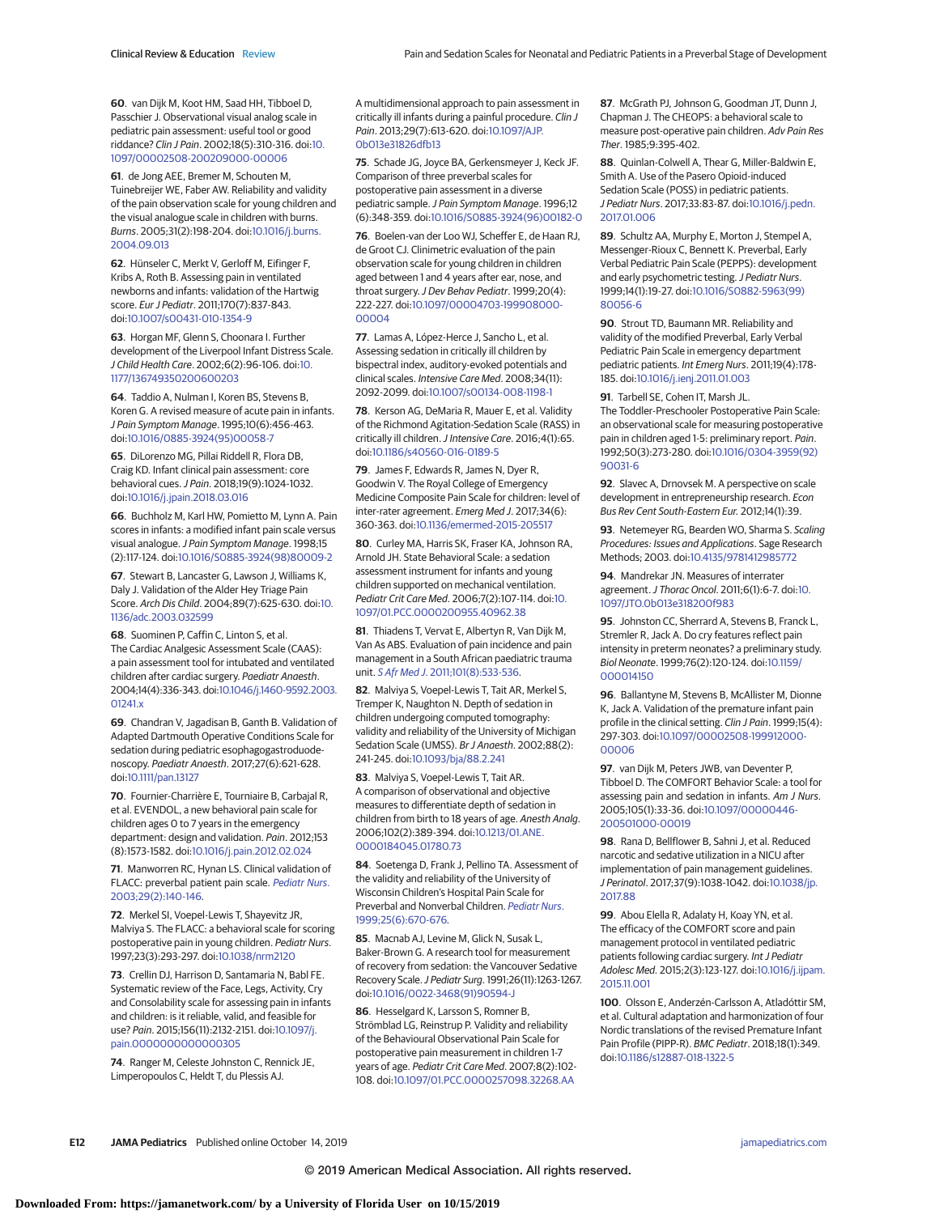60. van Dijk M, Koot HM, Saad HH, Tibboel D, Passchier J. Observational visual analog scale in pediatric pain assessment: useful tool or good riddance? *Clin J Pain*. 2002;18(5):310-316. doi:10.1097/00002508-200209000-00006

61. de Jong AEE, Bremer M, Schouten M, Tuinebreijer WE, Faber AW. Reliability and validity of the pain observation scale for young children and the visual analogue scale in children with burns. *Burns*. 2005;31(2):198-204. doi:10.1016/j.burns.2004.09.013

62. Hünseler C, Merkt V, Gerloff M, Eifinger F, Kribs A, Roth B. Assessing pain in ventilated newborns and infants: validation of the Hartwig score. *Eur J Pediatr*. 2011;170(7):837-843. doi:10.1007/s00431-010-1354-9

63. Horgan MF, Glenn S, Choonara I. Further development of the Liverpool Infant Distress Scale. *J Child Health Care*. 2002;6(2):96-106. doi:10.1177/136749350200600203

64. Taddio A, Nulman I, Koren BS, Stevens B, Koren G. A revised measure of acute pain in infants. *J Pain Symptom Manage*. 1995;10(6):456-463. doi:10.1016/0885-3924(95)00058-7

65. DiLorenzo MG, Pillai Riddell R, Flora DB, Craig KD. Infant clinical pain assessment: core behavioral cues. *J Pain*. 2018;19(9):1024-1032. doi:10.1016/j.jpain.2018.03.016

66. Buchholz M, Karl HW, Pomietto M, Lynn A. Pain scores in infants: a modified infant pain scale versus visual analogue. *J Pain Symptom Manage*. 1998;15(2):117-124. doi:10.1016/S0885-3924(98)80009-2

67. Stewart B, Lancaster G, Lawson J, Williams K, Daly J. Validation of the Alder Hey Triage Pain Score. *Arch Dis Child*. 2004;89(7):625-630. doi:10.1136/adc.2003.032599

68. Suominen P, Caffin C, Linton S, et al. The Cardiac Analgesic Assessment Scale (CAAS): a pain assessment tool for intubated and ventilated children after cardiac surgery. *Paediatr Anaesth*. 2004;14(4):336-343. doi:10.1046/j.1460-9592.2003.01241.x

69. Chandran V, Jagadisan B, Ganth B. Validation of Adapted Dartmouth Operative Conditions Scale for sedation during pediatric esophagogastroduodenoscopy. *Paediatr Anaesth*. 2017;27(6):621-628. doi:10.1111/pan.13127

70. Fournier-Charrière E, Tourniaire B, Carbajal R, et al. EVENDOL, a new behavioral pain scale for children ages 0 to 7 years in the emergency department: design and validation. *Pain*. 2012;153(8):1573-1582. doi:10.1016/j.pain.2012.02.024

71. Manworren RC, Hynan LS. Clinical validation of FLACC: preverbal patient pain scale. *Pediatr Nurs*. 2003;29(2):140-146.

72. Merkel SI, Voepel-Lewis T, Shayevitz JR, Malviya S. The FLACC: a behavioral scale for scoring postoperative pain in young children. *Pediatr Nurs*. 1997;23(3):293-297. doi:10.1038/nrm2120

73. Crellin DJ, Harrison D, Santamaria N, Babl FE. Systematic review of the Face, Legs, Activity, Cry and Consolability scale for assessing pain in infants and children: is it reliable, valid, and feasible for use? *Pain*. 2015;156(11):2132-2151. doi:10.1097/j.pain.0000000000000305

74. Ranger M, Celeste Johnston C, Rennick JE, Limperopoulos C, Heldt T, du Plessis AJ. A multidimensional approach to pain assessment in critically ill infants during a painful procedure. *Clin J Pain*. 2013;29(7):613-620. doi:10.1097/AJP.0b013e31826dfb13

75. Schade JG, Joyce BA, Gerkensmeyer J, Keck JF. Comparison of three preverbal scales for postoperative pain assessment in a diverse pediatric sample. *J Pain Symptom Manage*. 1996;12(6):348-359. doi:10.1016/S0885-3924(96)00182-0

76. Boelen-van der Loo WJ, Scheffer E, de Haan RJ, de Groot CJ. Clinimetric evaluation of the pain observation scale for young children in children aged between 1 and 4 years after ear, nose, and throat surgery. *J Dev Behav Pediatr*. 1999;20(4):222-227. doi:10.1097/00004703-199908000-00004

77. Lamas A, López-Herce J, Sancho L, et al. Assessing sedation in critically ill children by bispectral index, auditory-evoked potentials and clinical scales. *Intensive Care Med*. 2008;34(11):2092-2099. doi:10.1007/s00134-008-1198-1

78. Kerson AG, DeMaria R, Mauer E, et al. Validity of the Richmond Agitation-Sedation Scale (RASS) in critically ill children. *J Intensive Care*. 2016;4(1):65. doi:10.1186/s40560-016-0189-5

79. James F, Edwards R, James N, Dyer R, Goodwin V. The Royal College of Emergency Medicine Composite Pain Scale for children: level of inter-rater agreement. *Emerg Med J*. 2017;34(6):360-363. doi:10.1136/emermed-2015-205517

80. Curley MA, Harris SK, Fraser KA, Johnson RA, Arnold JH. State Behavioral Scale: a sedation assessment instrument for infants and young children supported on mechanical ventilation. *Pediatr Crit Care Med*. 2006;7(2):107-114. doi:10.1097/01.PCC.0000200955.40962.38

81. Thiadens T, Vervat E, Albertyn R, Van Dijk M, Van As ABS. Evaluation of pain incidence and pain management in a South African paediatric trauma unit. *S Afr Med J*. 2011;101(8):533-536.

82. Malviya S, Voepel-Lewis T, Tait AR, Merkel S, Tremper K, Naughton N. Depth of sedation in children undergoing computed tomography: validity and reliability of the University of Michigan Sedation Scale (UMSS). *Br J Anaesth*. 2002;88(2):241-245. doi:10.1093/bja/88.2.241

83. Malviya S, Voepel-Lewis T, Tait AR. A comparison of observational and objective measures to differentiate depth of sedation in children from birth to 18 years of age. *Anesth Analg*. 2006;102(2):389-394. doi:10.1213/01.ANE.0000184045.01780.73

84. Soetenga D, Frank J, Pellino TA. Assessment of the validity and reliability of the University of Wisconsin Children's Hospital Pain Scale for Preverbal and Nonverbal Children. *Pediatr Nurs*. 1999;25(6):670-676.

85. Macnab AJ, Levine M, Glick N, Susak L, Baker-Brown G. A research tool for measurement of recovery from sedation: the Vancouver Sedative Recovery Scale. *J Pediatr Surg*. 1991;26(11):1263-1267. doi:10.1016/0022-3468(91)90594-J

86. Hesselgard K, Larsson S, Romner B, Strömblad LG, Reinstrup P. Validity and reliability of the Behavioural Observational Pain Scale for postoperative pain measurement in children 1-7 years of age. *Pediatr Crit Care Med*. 2007;8(2):102-108. doi:10.1097/01.PCC.0000257098.32268.AA

87. McGrath PJ, Johnson G, Goodman JT, Dunn J, Chapman J. The CHEOPS: a behavioral scale to measure post-operative pain children. *Adv Pain Res Ther*. 1985;9:395-402.

88. Quinlan-Colwell A, Thear G, Miller-Baldwin E, Smith A. Use of the Pasero Opioid-induced Sedation Scale (POSS) in pediatric patients. *J Pediatr Nurs*. 2017;33:83-87. doi:10.1016/j.pedn.2017.01.006

89. Schultz AA, Murphy E, Morton J, Stempel A, Messenger-Rioux C, Bennett K. Preverbal, Early Verbal Pediatric Pain Scale (PEPPS): development and early psychometric testing. *J Pediatr Nurs*. 1999;14(1):19-27. doi:10.1016/S0882-5963(99)80056-6

90. Strout TD, Baumann MR. Reliability and validity of the modified Preverbal, Early Verbal Pediatric Pain Scale in emergency department pediatric patients. *Int Emerg Nurs*. 2011;19(4):178-185. doi:10.1016/j.ienj.2011.01.003

91. Tarbell SE, Cohen IT, Marsh JL. The Toddler-Preschooler Postoperative Pain Scale: an observational scale for measuring postoperative pain in children aged 1-5: preliminary report. *Pain*. 1992;50(3):273-280. doi:10.1016/0304-3959(92)90031-6

92. Slavec A, Drnovsek M. A perspective on scale development in entrepreneurship research. *Econ Bus Rev Cent South-Eastern Eur*. 2012;14(1):39.

93. Netemeyer RG, Bearden WO, Sharma S. *Scaling Procedures: Issues and Applications*. Sage Research Methods; 2003. doi:10.4135/9781412985772

94. Mandrekar JN. Measures of interrater agreement. *J Thorac Oncol*. 2011;6(1):6-7. doi:10.1097/JTO.0b013e318200f983

95. Johnston CC, Sherrard A, Stevens B, Franck L, Stremler R, Jack A. Do cry features reflect pain intensity in preterm neonates? a preliminary study. *Biol Neonate*. 1999;76(2):120-124. doi:10.1159/000014150

96. Ballantyne M, Stevens B, McAllister M, Dionne K, Jack A. Validation of the premature infant pain profile in the clinical setting. *Clin J Pain*. 1999;15(4):297-303. doi:10.1097/00002508-199912000-00006

97. van Dijk M, Peters JWB, van Deventer P, Tibboel D. The COMFORT Behavior Scale: a tool for assessing pain and sedation in infants. *Am J Nurs*. 2005;105(1):33-36. doi:10.1097/00000446-200501000-00019

98. Rana D, Bellflower B, Sahni J, et al. Reduced narcotic and sedative utilization in a NICU after implementation of pain management guidelines. *J Perinatol*. 2017;37(9):1038-1042. doi:10.1038/jp.2017.88

99. Abou Elella R, Adalaty H, Koay YN, et al. The efficacy of the COMFORT score and pain management protocol in ventilated pediatric patients following cardiac surgery. *Int J Pediatr Adolesc Med*. 2015;2(3):123-127. doi:10.1016/j.ijpam.2015.11.001

100. Olsson E, Anderzén-Carlsson A, Atladóttir SM, et al. Cultural adaptation and harmonization of four Nordic translations of the revised Premature Infant Pain Profile (PIPP-R). *BMC Pediatr*. 2018;18(1):349. doi:10.1186/s12887-018-1322-5